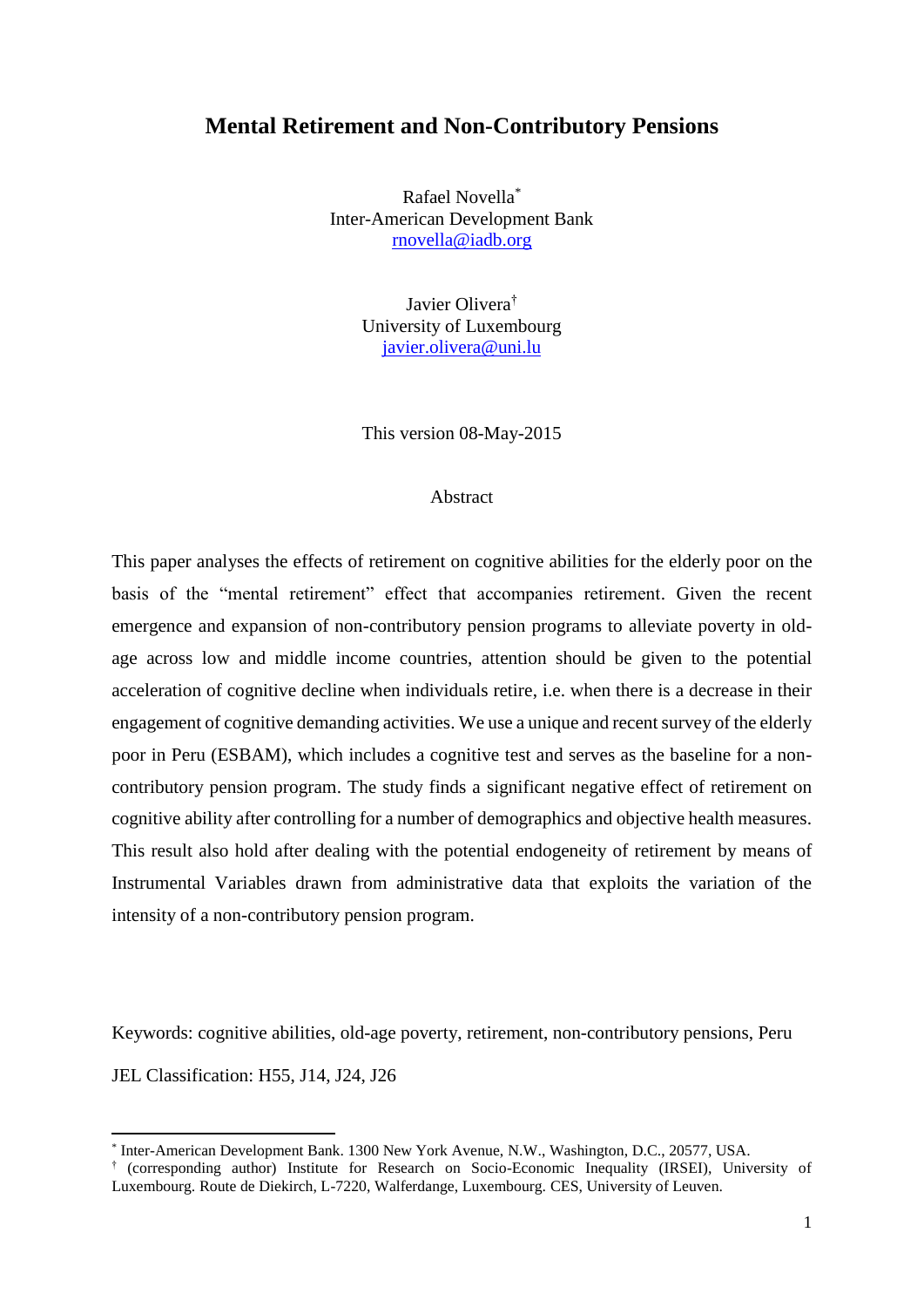# Mental Retirement and Non-Contributory Pensions

Rafael Novella[*]
Inter-American Development Bank
rnovella@iadb.org

Javier Olivera[†]
University of Luxembourg
javier.olivera@uni.lu

This version 08-May-2015

## Abstract

This paper analyses the effects of retirement on cognitive abilities for the elderly poor on the basis of the "mental retirement" effect that accompanies retirement. Given the recent emergence and expansion of non-contributory pension programs to alleviate poverty in old-age across low and middle income countries, attention should be given to the potential acceleration of cognitive decline when individuals retire, i.e. when there is a decrease in their engagement of cognitive demanding activities. We use a unique and recent survey of the elderly poor in Peru (ESBAM), which includes a cognitive test and serves as the baseline for a non-contributory pension program. The study finds a significant negative effect of retirement on cognitive ability after controlling for a number of demographics and objective health measures. This result also hold after dealing with the potential endogeneity of retirement by means of Instrumental Variables drawn from administrative data that exploits the variation of the intensity of a non-contributory pension program.

Keywords: cognitive abilities, old-age poverty, retirement, non-contributory pensions, Peru

JEL Classification: H55, J14, J24, J26

[*] Inter-American Development Bank. 1300 New York Avenue, N.W., Washington, D.C., 20577, USA.

[†] (corresponding author) Institute for Research on Socio-Economic Inequality (IRSEI), University of Luxembourg. Route de Diekirch, L-7220, Walferdange, Luxembourg. CES, University of Leuven.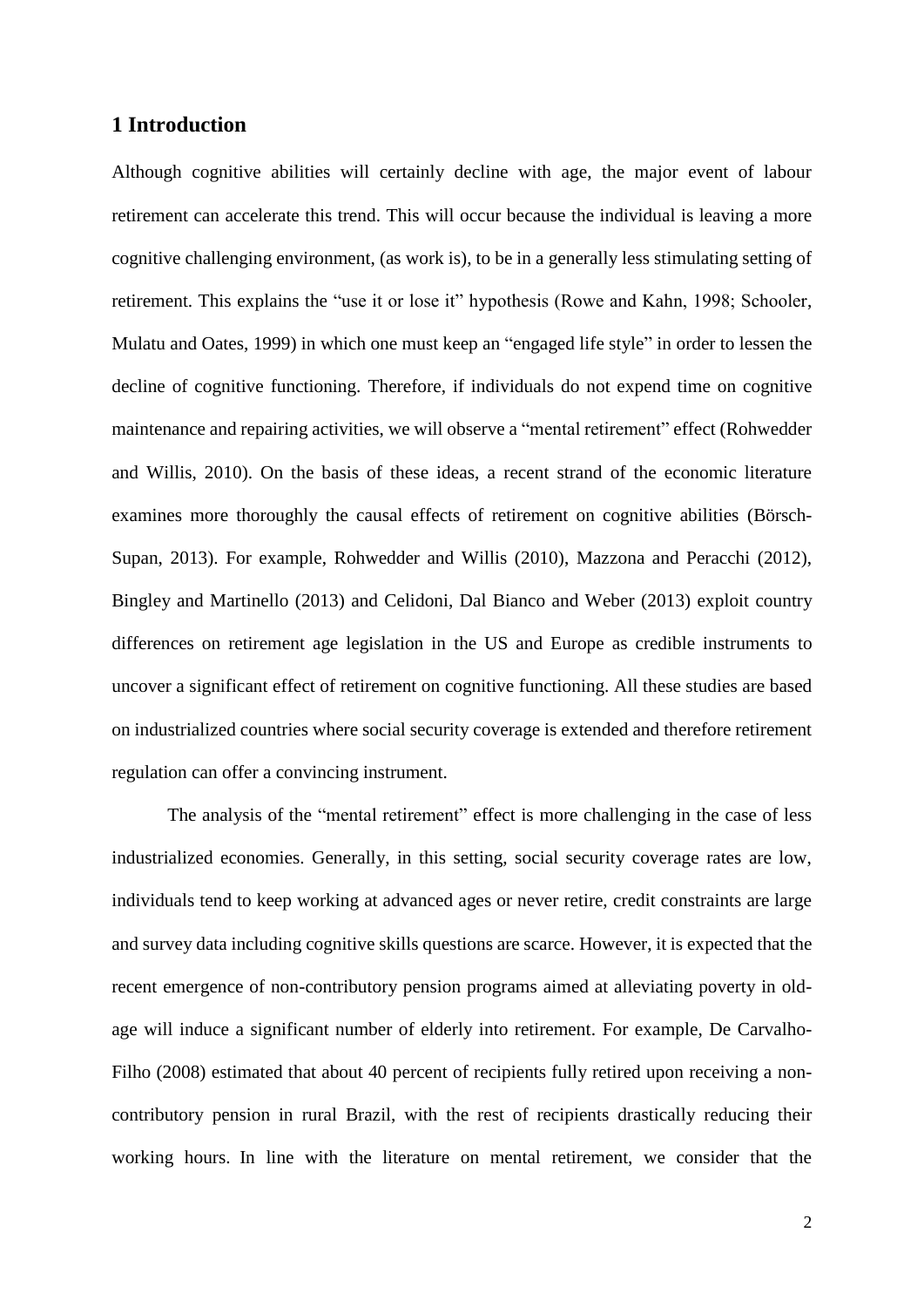## 1 Introduction

Although cognitive abilities will certainly decline with age, the major event of labour retirement can accelerate this trend. This will occur because the individual is leaving a more cognitive challenging environment, (as work is), to be in a generally less stimulating setting of retirement. This explains the "use it or lose it" hypothesis (Rowe and Kahn, 1998; Schooler, Mulatu and Oates, 1999) in which one must keep an "engaged life style" in order to lessen the decline of cognitive functioning. Therefore, if individuals do not expend time on cognitive maintenance and repairing activities, we will observe a "mental retirement" effect (Rohwedder and Willis, 2010). On the basis of these ideas, a recent strand of the economic literature examines more thoroughly the causal effects of retirement on cognitive abilities (Börsch-Supan, 2013). For example, Rohwedder and Willis (2010), Mazzona and Peracchi (2012), Bingley and Martinello (2013) and Celidoni, Dal Bianco and Weber (2013) exploit country differences on retirement age legislation in the US and Europe as credible instruments to uncover a significant effect of retirement on cognitive functioning. All these studies are based on industrialized countries where social security coverage is extended and therefore retirement regulation can offer a convincing instrument.

The analysis of the "mental retirement" effect is more challenging in the case of less industrialized economies. Generally, in this setting, social security coverage rates are low, individuals tend to keep working at advanced ages or never retire, credit constraints are large and survey data including cognitive skills questions are scarce. However, it is expected that the recent emergence of non-contributory pension programs aimed at alleviating poverty in old-age will induce a significant number of elderly into retirement. For example, De Carvalho-Filho (2008) estimated that about 40 percent of recipients fully retired upon receiving a non-contributory pension in rural Brazil, with the rest of recipients drastically reducing their working hours. In line with the literature on mental retirement, we consider that the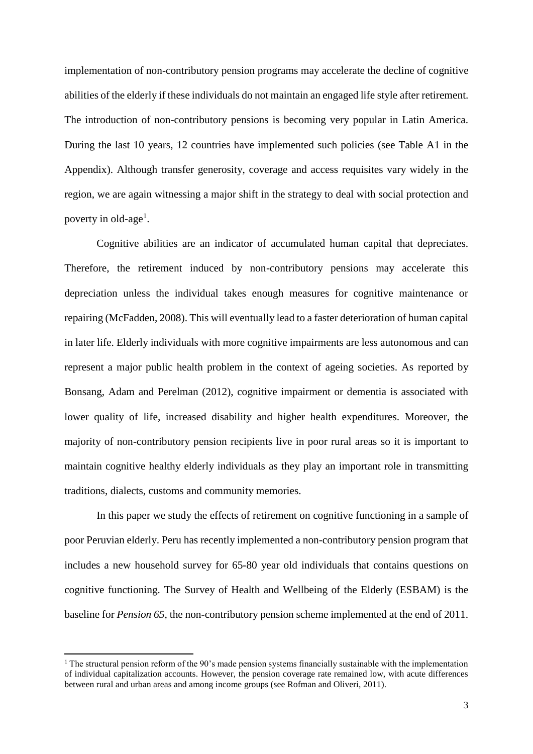implementation of non-contributory pension programs may accelerate the decline of cognitive abilities of the elderly if these individuals do not maintain an engaged life style after retirement. The introduction of non-contributory pensions is becoming very popular in Latin America. During the last 10 years, 12 countries have implemented such policies (see Table A1 in the Appendix). Although transfer generosity, coverage and access requisites vary widely in the region, we are again witnessing a major shift in the strategy to deal with social protection and poverty in old-age[1].

Cognitive abilities are an indicator of accumulated human capital that depreciates. Therefore, the retirement induced by non-contributory pensions may accelerate this depreciation unless the individual takes enough measures for cognitive maintenance or repairing (McFadden, 2008). This will eventually lead to a faster deterioration of human capital in later life. Elderly individuals with more cognitive impairments are less autonomous and can represent a major public health problem in the context of ageing societies. As reported by Bonsang, Adam and Perelman (2012), cognitive impairment or dementia is associated with lower quality of life, increased disability and higher health expenditures. Moreover, the majority of non-contributory pension recipients live in poor rural areas so it is important to maintain cognitive healthy elderly individuals as they play an important role in transmitting traditions, dialects, customs and community memories.

In this paper we study the effects of retirement on cognitive functioning in a sample of poor Peruvian elderly. Peru has recently implemented a non-contributory pension program that includes a new household survey for 65-80 year old individuals that contains questions on cognitive functioning. The Survey of Health and Wellbeing of the Elderly (ESBAM) is the baseline for *Pension 65*, the non-contributory pension scheme implemented at the end of 2011.

[1] The structural pension reform of the 90's made pension systems financially sustainable with the implementation of individual capitalization accounts. However, the pension coverage rate remained low, with acute differences between rural and urban areas and among income groups (see Rofman and Oliveri, 2011).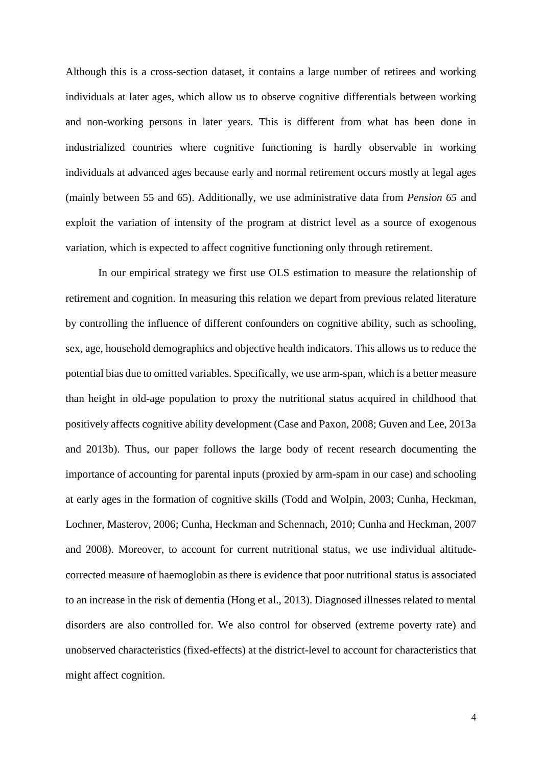Although this is a cross-section dataset, it contains a large number of retirees and working individuals at later ages, which allow us to observe cognitive differentials between working and non-working persons in later years. This is different from what has been done in industrialized countries where cognitive functioning is hardly observable in working individuals at advanced ages because early and normal retirement occurs mostly at legal ages (mainly between 55 and 65). Additionally, we use administrative data from *Pension 65* and exploit the variation of intensity of the program at district level as a source of exogenous variation, which is expected to affect cognitive functioning only through retirement.

In our empirical strategy we first use OLS estimation to measure the relationship of retirement and cognition. In measuring this relation we depart from previous related literature by controlling the influence of different confounders on cognitive ability, such as schooling, sex, age, household demographics and objective health indicators. This allows us to reduce the potential bias due to omitted variables. Specifically, we use arm-span, which is a better measure than height in old-age population to proxy the nutritional status acquired in childhood that positively affects cognitive ability development (Case and Paxon, 2008; Guven and Lee, 2013a and 2013b). Thus, our paper follows the large body of recent research documenting the importance of accounting for parental inputs (proxied by arm-spam in our case) and schooling at early ages in the formation of cognitive skills (Todd and Wolpin, 2003; Cunha, Heckman, Lochner, Masterov, 2006; Cunha, Heckman and Schennach, 2010; Cunha and Heckman, 2007 and 2008). Moreover, to account for current nutritional status, we use individual altitude-corrected measure of haemoglobin as there is evidence that poor nutritional status is associated to an increase in the risk of dementia (Hong et al., 2013). Diagnosed illnesses related to mental disorders are also controlled for. We also control for observed (extreme poverty rate) and unobserved characteristics (fixed-effects) at the district-level to account for characteristics that might affect cognition.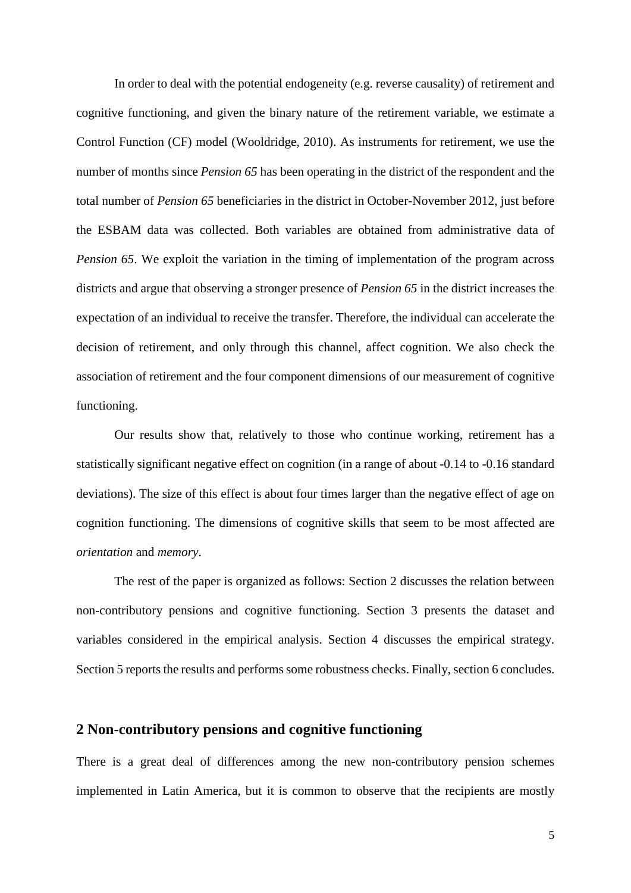In order to deal with the potential endogeneity (e.g. reverse causality) of retirement and cognitive functioning, and given the binary nature of the retirement variable, we estimate a Control Function (CF) model (Wooldridge, 2010). As instruments for retirement, we use the number of months since *Pension 65* has been operating in the district of the respondent and the total number of *Pension 65* beneficiaries in the district in October-November 2012, just before the ESBAM data was collected. Both variables are obtained from administrative data of *Pension 65*. We exploit the variation in the timing of implementation of the program across districts and argue that observing a stronger presence of *Pension 65* in the district increases the expectation of an individual to receive the transfer. Therefore, the individual can accelerate the decision of retirement, and only through this channel, affect cognition. We also check the association of retirement and the four component dimensions of our measurement of cognitive functioning.

Our results show that, relatively to those who continue working, retirement has a statistically significant negative effect on cognition (in a range of about -0.14 to -0.16 standard deviations). The size of this effect is about four times larger than the negative effect of age on cognition functioning. The dimensions of cognitive skills that seem to be most affected are *orientation* and *memory*.

The rest of the paper is organized as follows: Section 2 discusses the relation between non-contributory pensions and cognitive functioning. Section 3 presents the dataset and variables considered in the empirical analysis. Section 4 discusses the empirical strategy. Section 5 reports the results and performs some robustness checks. Finally, section 6 concludes.

## 2 Non-contributory pensions and cognitive functioning

There is a great deal of differences among the new non-contributory pension schemes implemented in Latin America, but it is common to observe that the recipients are mostly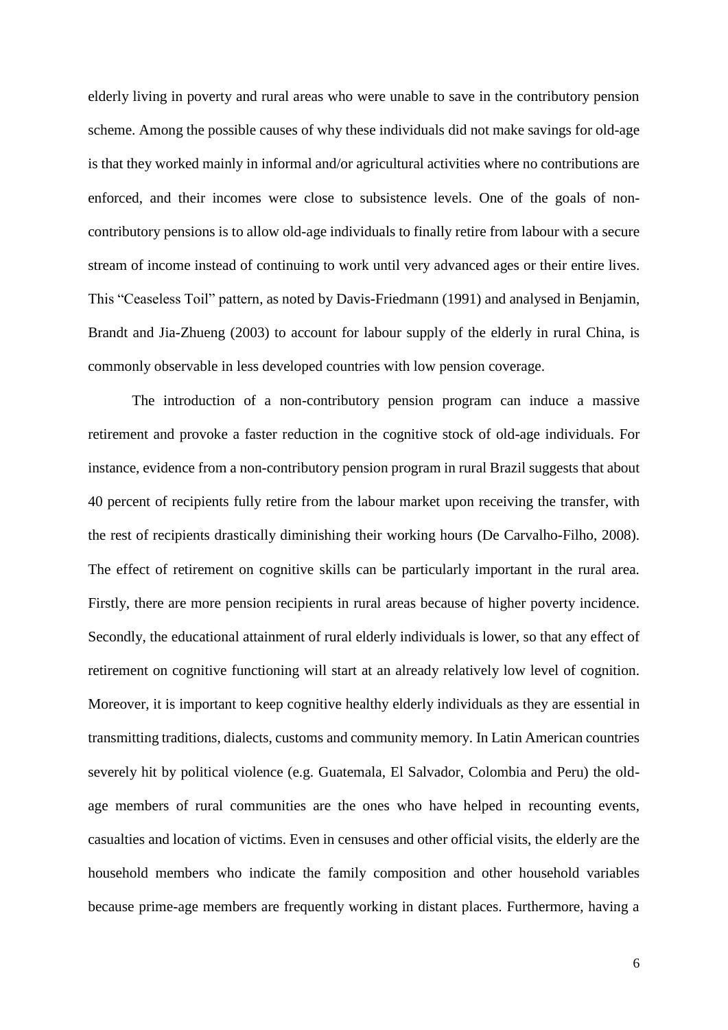elderly living in poverty and rural areas who were unable to save in the contributory pension scheme. Among the possible causes of why these individuals did not make savings for old-age is that they worked mainly in informal and/or agricultural activities where no contributions are enforced, and their incomes were close to subsistence levels. One of the goals of non-contributory pensions is to allow old-age individuals to finally retire from labour with a secure stream of income instead of continuing to work until very advanced ages or their entire lives. This "Ceaseless Toil" pattern, as noted by Davis-Friedmann (1991) and analysed in Benjamin, Brandt and Jia-Zhueng (2003) to account for labour supply of the elderly in rural China, is commonly observable in less developed countries with low pension coverage.

The introduction of a non-contributory pension program can induce a massive retirement and provoke a faster reduction in the cognitive stock of old-age individuals. For instance, evidence from a non-contributory pension program in rural Brazil suggests that about 40 percent of recipients fully retire from the labour market upon receiving the transfer, with the rest of recipients drastically diminishing their working hours (De Carvalho-Filho, 2008). The effect of retirement on cognitive skills can be particularly important in the rural area. Firstly, there are more pension recipients in rural areas because of higher poverty incidence. Secondly, the educational attainment of rural elderly individuals is lower, so that any effect of retirement on cognitive functioning will start at an already relatively low level of cognition. Moreover, it is important to keep cognitive healthy elderly individuals as they are essential in transmitting traditions, dialects, customs and community memory. In Latin American countries severely hit by political violence (e.g. Guatemala, El Salvador, Colombia and Peru) the old-age members of rural communities are the ones who have helped in recounting events, casualties and location of victims. Even in censuses and other official visits, the elderly are the household members who indicate the family composition and other household variables because prime-age members are frequently working in distant places. Furthermore, having a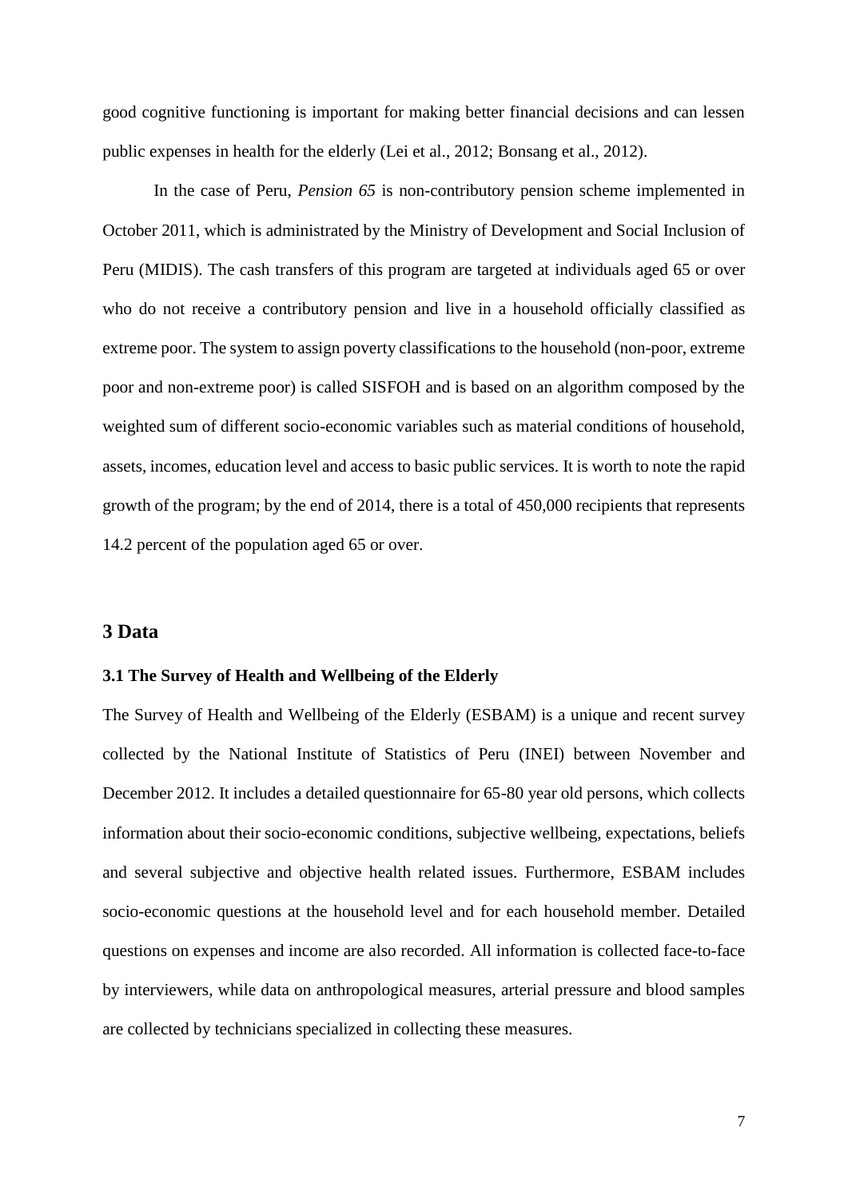good cognitive functioning is important for making better financial decisions and can lessen public expenses in health for the elderly (Lei et al., 2012; Bonsang et al., 2012).

In the case of Peru, *Pension 65* is non-contributory pension scheme implemented in October 2011, which is administrated by the Ministry of Development and Social Inclusion of Peru (MIDIS). The cash transfers of this program are targeted at individuals aged 65 or over who do not receive a contributory pension and live in a household officially classified as extreme poor. The system to assign poverty classifications to the household (non-poor, extreme poor and non-extreme poor) is called SISFOH and is based on an algorithm composed by the weighted sum of different socio-economic variables such as material conditions of household, assets, incomes, education level and access to basic public services. It is worth to note the rapid growth of the program; by the end of 2014, there is a total of 450,000 recipients that represents 14.2 percent of the population aged 65 or over.

## 3 Data

### 3.1 The Survey of Health and Wellbeing of the Elderly

The Survey of Health and Wellbeing of the Elderly (ESBAM) is a unique and recent survey collected by the National Institute of Statistics of Peru (INEI) between November and December 2012. It includes a detailed questionnaire for 65-80 year old persons, which collects information about their socio-economic conditions, subjective wellbeing, expectations, beliefs and several subjective and objective health related issues. Furthermore, ESBAM includes socio-economic questions at the household level and for each household member. Detailed questions on expenses and income are also recorded. All information is collected face-to-face by interviewers, while data on anthropological measures, arterial pressure and blood samples are collected by technicians specialized in collecting these measures.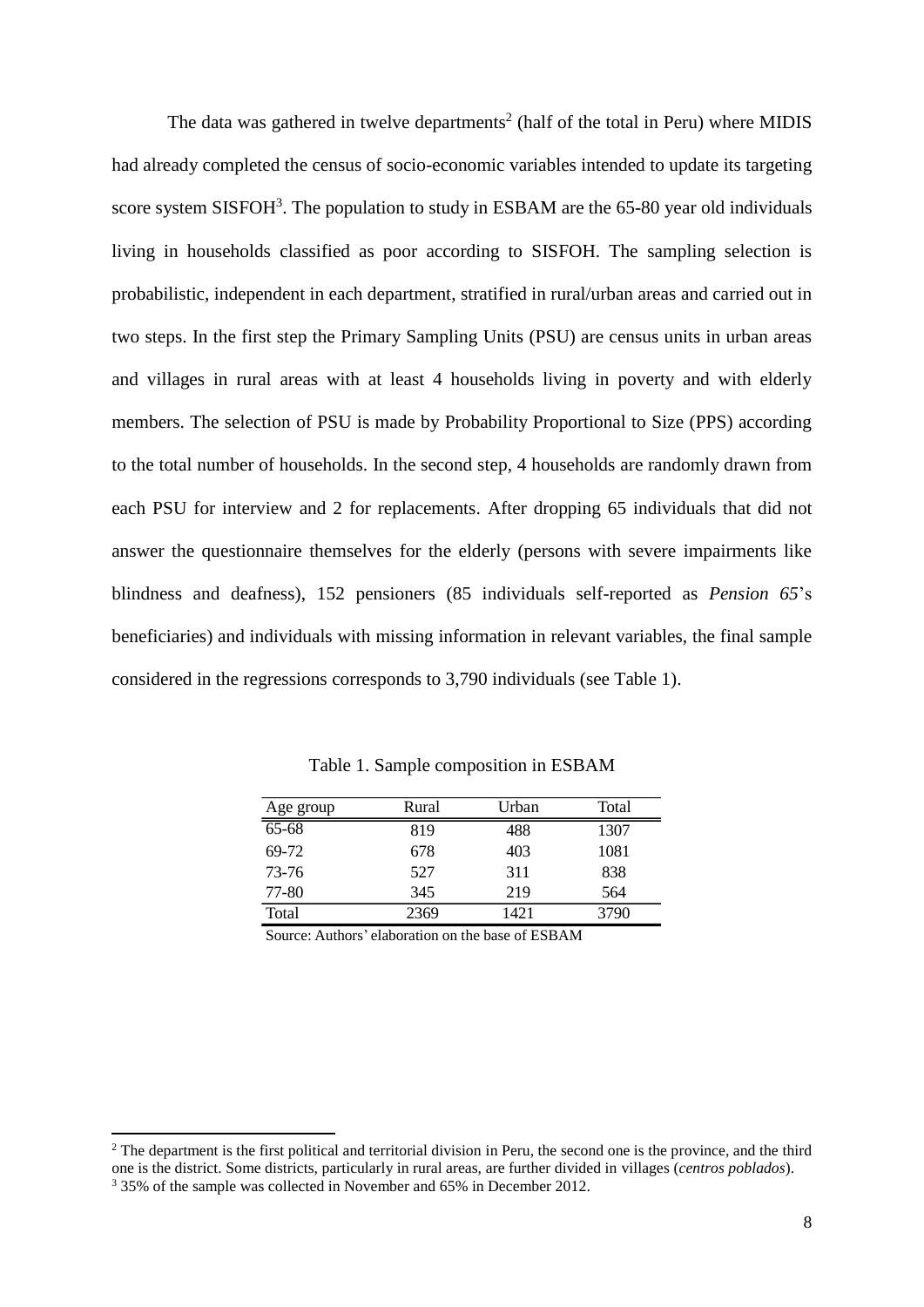The data was gathered in twelve departments[2] (half of the total in Peru) where MIDIS had already completed the census of socio-economic variables intended to update its targeting score system SISFOH[3]. The population to study in ESBAM are the 65-80 year old individuals living in households classified as poor according to SISFOH. The sampling selection is probabilistic, independent in each department, stratified in rural/urban areas and carried out in two steps. In the first step the Primary Sampling Units (PSU) are census units in urban areas and villages in rural areas with at least 4 households living in poverty and with elderly members. The selection of PSU is made by Probability Proportional to Size (PPS) according to the total number of households. In the second step, 4 households are randomly drawn from each PSU for interview and 2 for replacements. After dropping 65 individuals that did not answer the questionnaire themselves for the elderly (persons with severe impairments like blindness and deafness), 152 pensioners (85 individuals self-reported as *Pension 65*'s beneficiaries) and individuals with missing information in relevant variables, the final sample considered in the regressions corresponds to 3,790 individuals (see Table 1).

Table 1. Sample composition in ESBAM

| Age group | Rural | Urban | Total |
|---|---|---|---|
| 65-68 | 819 | 488 | 1307 |
| 69-72 | 678 | 403 | 1081 |
| 73-76 | 527 | 311 | 838 |
| 77-80 | 345 | 219 | 564 |
| Total | 2369 | 1421 | 3790 |

Source: Authors' elaboration on the base of ESBAM

[2] The department is the first political and territorial division in Peru, the second one is the province, and the third one is the district. Some districts, particularly in rural areas, are further divided in villages (*centros poblados*).

[3] 35% of the sample was collected in November and 65% in December 2012.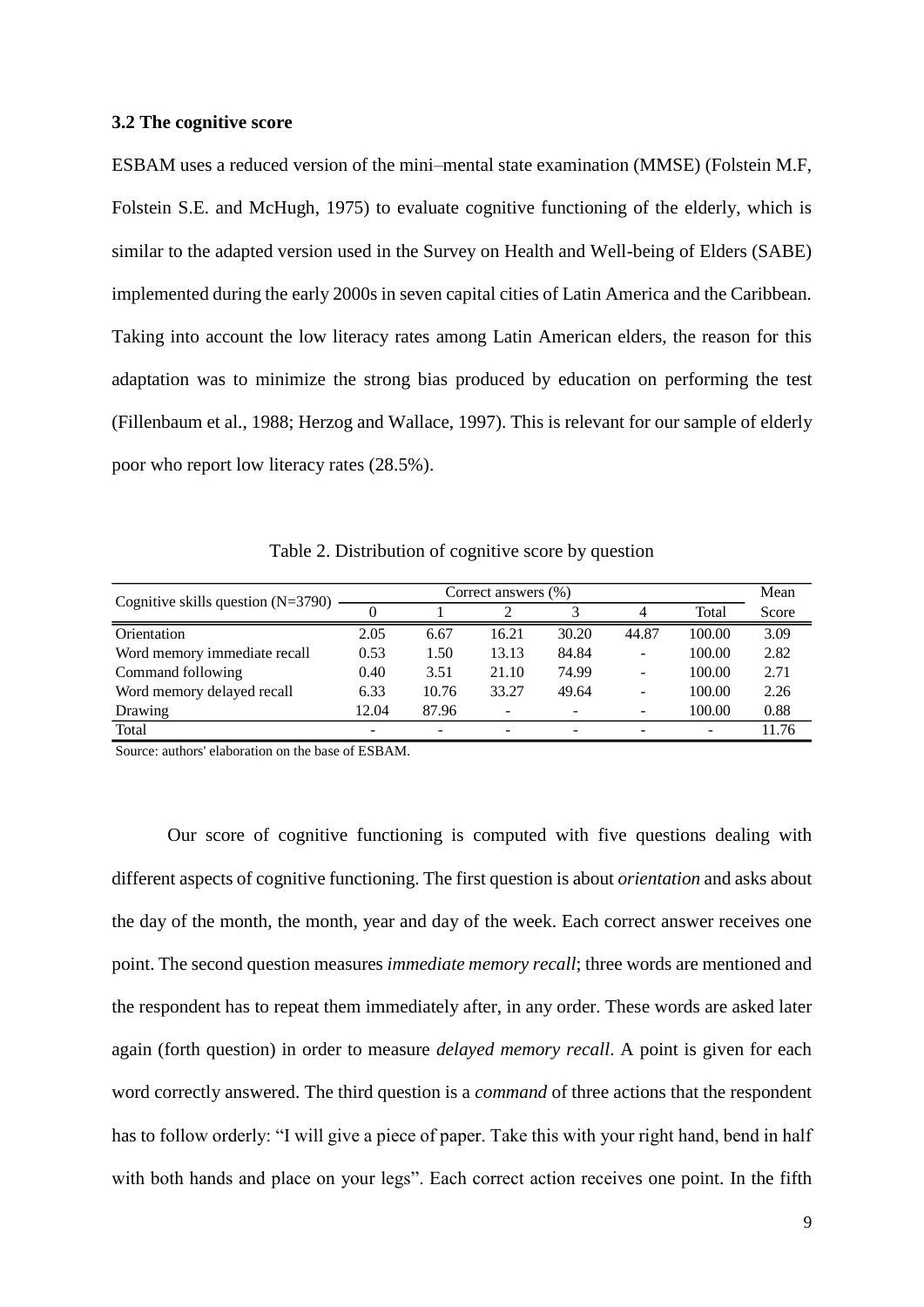### 3.2 The cognitive score

ESBAM uses a reduced version of the mini–mental state examination (MMSE) (Folstein M.F, Folstein S.E. and McHugh, 1975) to evaluate cognitive functioning of the elderly, which is similar to the adapted version used in the Survey on Health and Well-being of Elders (SABE) implemented during the early 2000s in seven capital cities of Latin America and the Caribbean. Taking into account the low literacy rates among Latin American elders, the reason for this adaptation was to minimize the strong bias produced by education on performing the test (Fillenbaum et al., 1988; Herzog and Wallace, 1997). This is relevant for our sample of elderly poor who report low literacy rates (28.5%).

Table 2. Distribution of cognitive score by question

| Cognitive skills question (N=3790) | Correct answers (%) | | | | | | Mean |
|---|---|---|---|---|---|---|---|
| | 0 | 1 | 2 | 3 | 4 | Total | Score |
| Orientation | 2.05 | 6.67 | 16.21 | 30.20 | 44.87 | 100.00 | 3.09 |
| Word memory immediate recall | 0.53 | 1.50 | 13.13 | 84.84 | - | 100.00 | 2.82 |
| Command following | 0.40 | 3.51 | 21.10 | 74.99 | - | 100.00 | 2.71 |
| Word memory delayed recall | 6.33 | 10.76 | 33.27 | 49.64 | - | 100.00 | 2.26 |
| Drawing | 12.04 | 87.96 | - | - | - | 100.00 | 0.88 |
| Total | - | - | - | - | - | - | 11.76 |

Source: authors' elaboration on the base of ESBAM.

Our score of cognitive functioning is computed with five questions dealing with different aspects of cognitive functioning. The first question is about *orientation* and asks about the day of the month, the month, year and day of the week. Each correct answer receives one point. The second question measures *immediate memory recall*; three words are mentioned and the respondent has to repeat them immediately after, in any order. These words are asked later again (forth question) in order to measure *delayed memory recall*. A point is given for each word correctly answered. The third question is a *command* of three actions that the respondent has to follow orderly: "I will give a piece of paper. Take this with your right hand, bend in half with both hands and place on your legs". Each correct action receives one point. In the fifth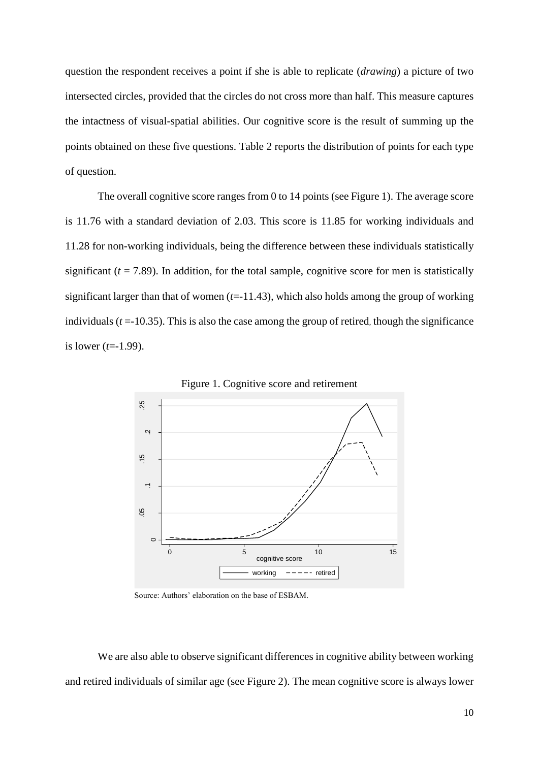question the respondent receives a point if she is able to replicate (*drawing*) a picture of two intersected circles, provided that the circles do not cross more than half. This measure captures the intactness of visual-spatial abilities. Our cognitive score is the result of summing up the points obtained on these five questions. Table 2 reports the distribution of points for each type of question.

The overall cognitive score ranges from 0 to 14 points (see Figure 1). The average score is 11.76 with a standard deviation of 2.03. This score is 11.85 for working individuals and 11.28 for non-working individuals, being the difference between these individuals statistically significant ($t$ = 7.89). In addition, for the total sample, cognitive score for men is statistically significant larger than that of women ($t$=-11.43), which also holds among the group of working individuals ($t$ =-10.35). This is also the case among the group of retired, though the significance is lower ($t$=-1.99).

Figure 1. Cognitive score and retirement

Source: Authors' elaboration on the base of ESBAM.

We are also able to observe significant differences in cognitive ability between working and retired individuals of similar age (see Figure 2). The mean cognitive score is always lower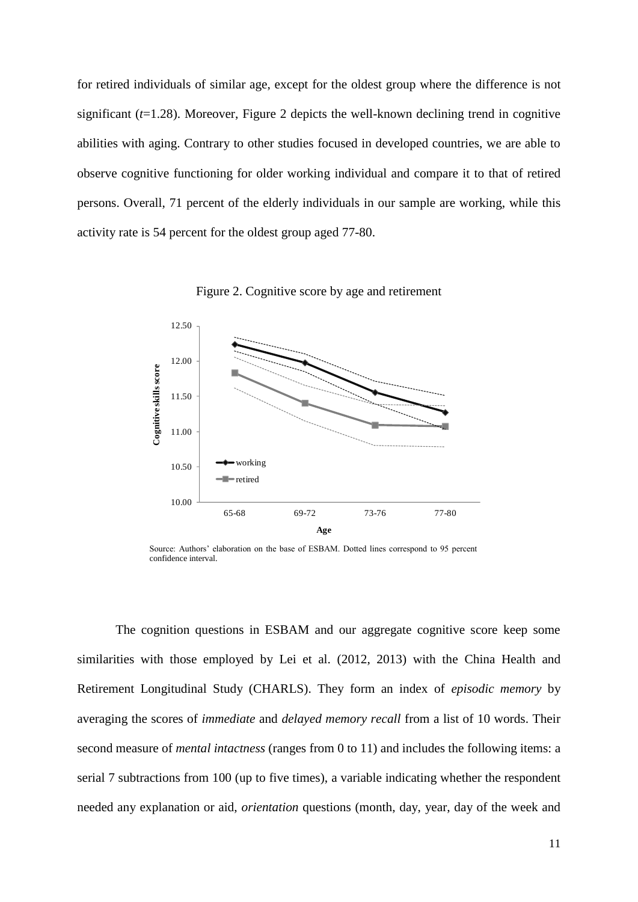for retired individuals of similar age, except for the oldest group where the difference is not significant ($t$=1.28). Moreover, Figure 2 depicts the well-known declining trend in cognitive abilities with aging. Contrary to other studies focused in developed countries, we are able to observe cognitive functioning for older working individual and compare it to that of retired persons. Overall, 71 percent of the elderly individuals in our sample are working, while this activity rate is 54 percent for the oldest group aged 77-80.

Figure 2. Cognitive score by age and retirement

Source: Authors' elaboration on the base of ESBAM. Dotted lines correspond to 95 percent confidence interval.

The cognition questions in ESBAM and our aggregate cognitive score keep some similarities with those employed by Lei et al. (2012, 2013) with the China Health and Retirement Longitudinal Study (CHARLS). They form an index of *episodic memory* by averaging the scores of *immediate* and *delayed memory recall* from a list of 10 words. Their second measure of *mental intactness* (ranges from 0 to 11) and includes the following items: a serial 7 subtractions from 100 (up to five times), a variable indicating whether the respondent needed any explanation or aid, *orientation* questions (month, day, year, day of the week and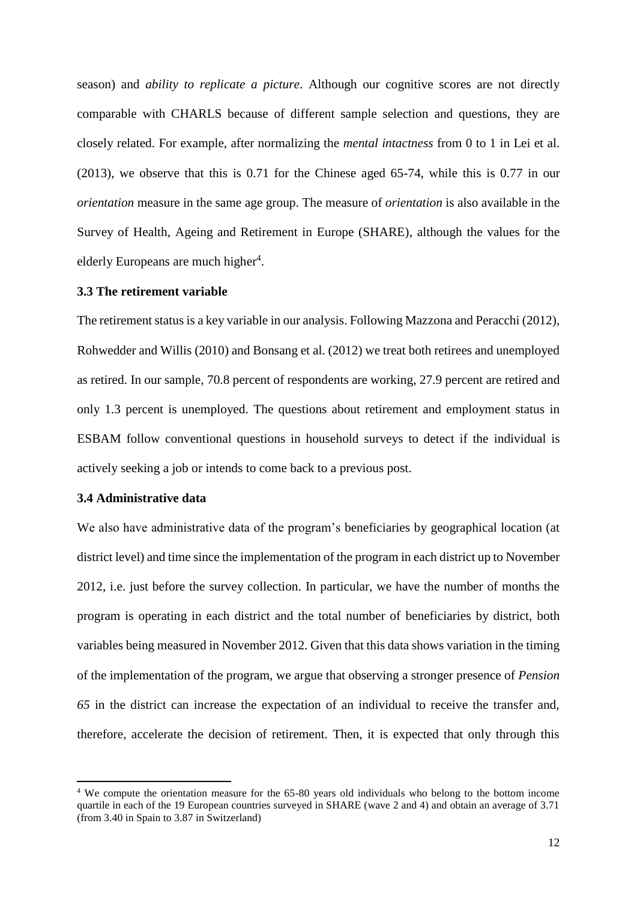season) and *ability to replicate a picture*. Although our cognitive scores are not directly comparable with CHARLS because of different sample selection and questions, they are closely related. For example, after normalizing the *mental intactness* from 0 to 1 in Lei et al. (2013), we observe that this is 0.71 for the Chinese aged 65-74, while this is 0.77 in our *orientation* measure in the same age group. The measure of *orientation* is also available in the Survey of Health, Ageing and Retirement in Europe (SHARE), although the values for the elderly Europeans are much higher[4].

### 3.3 The retirement variable

The retirement status is a key variable in our analysis. Following Mazzona and Peracchi (2012), Rohwedder and Willis (2010) and Bonsang et al. (2012) we treat both retirees and unemployed as retired. In our sample, 70.8 percent of respondents are working, 27.9 percent are retired and only 1.3 percent is unemployed. The questions about retirement and employment status in ESBAM follow conventional questions in household surveys to detect if the individual is actively seeking a job or intends to come back to a previous post.

### 3.4 Administrative data

We also have administrative data of the program's beneficiaries by geographical location (at district level) and time since the implementation of the program in each district up to November 2012, i.e. just before the survey collection. In particular, we have the number of months the program is operating in each district and the total number of beneficiaries by district, both variables being measured in November 2012. Given that this data shows variation in the timing of the implementation of the program, we argue that observing a stronger presence of *Pension 65* in the district can increase the expectation of an individual to receive the transfer and, therefore, accelerate the decision of retirement. Then, it is expected that only through this

[4] We compute the orientation measure for the 65-80 years old individuals who belong to the bottom income quartile in each of the 19 European countries surveyed in SHARE (wave 2 and 4) and obtain an average of 3.71 (from 3.40 in Spain to 3.87 in Switzerland)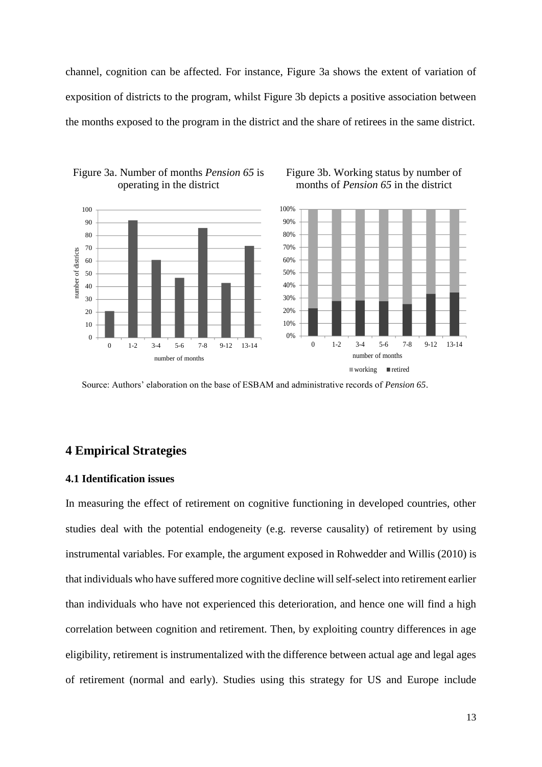channel, cognition can be affected. For instance, Figure 3a shows the extent of variation of exposition of districts to the program, whilst Figure 3b depicts a positive association between the months exposed to the program in the district and the share of retirees in the same district.

Figure 3a. Number of months *Pension 65* is operating in the district

Figure 3b. Working status by number of months of *Pension 65* in the district

Source: Authors' elaboration on the base of ESBAM and administrative records of *Pension 65*.

## 4 Empirical Strategies

### 4.1 Identification issues

In measuring the effect of retirement on cognitive functioning in developed countries, other studies deal with the potential endogeneity (e.g. reverse causality) of retirement by using instrumental variables. For example, the argument exposed in Rohwedder and Willis (2010) is that individuals who have suffered more cognitive decline will self-select into retirement earlier than individuals who have not experienced this deterioration, and hence one will find a high correlation between cognition and retirement. Then, by exploiting country differences in age eligibility, retirement is instrumentalized with the difference between actual age and legal ages of retirement (normal and early). Studies using this strategy for US and Europe include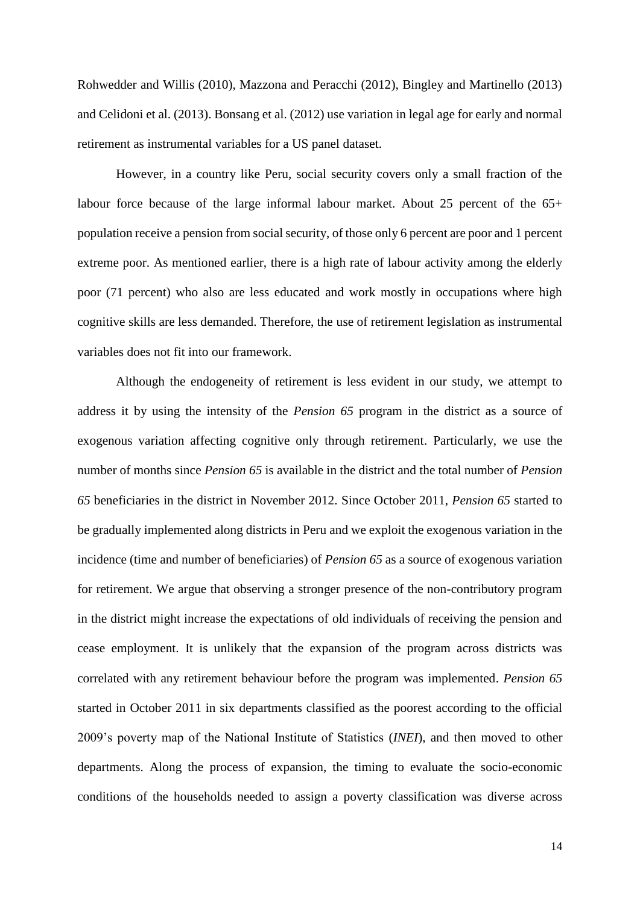Rohwedder and Willis (2010), Mazzona and Peracchi (2012), Bingley and Martinello (2013) and Celidoni et al. (2013). Bonsang et al. (2012) use variation in legal age for early and normal retirement as instrumental variables for a US panel dataset.

However, in a country like Peru, social security covers only a small fraction of the labour force because of the large informal labour market. About 25 percent of the 65+ population receive a pension from social security, of those only 6 percent are poor and 1 percent extreme poor. As mentioned earlier, there is a high rate of labour activity among the elderly poor (71 percent) who also are less educated and work mostly in occupations where high cognitive skills are less demanded. Therefore, the use of retirement legislation as instrumental variables does not fit into our framework.

Although the endogeneity of retirement is less evident in our study, we attempt to address it by using the intensity of the *Pension 65* program in the district as a source of exogenous variation affecting cognitive only through retirement. Particularly, we use the number of months since *Pension 65* is available in the district and the total number of *Pension 65* beneficiaries in the district in November 2012. Since October 2011, *Pension 65* started to be gradually implemented along districts in Peru and we exploit the exogenous variation in the incidence (time and number of beneficiaries) of *Pension 65* as a source of exogenous variation for retirement. We argue that observing a stronger presence of the non-contributory program in the district might increase the expectations of old individuals of receiving the pension and cease employment. It is unlikely that the expansion of the program across districts was correlated with any retirement behaviour before the program was implemented. *Pension 65* started in October 2011 in six departments classified as the poorest according to the official 2009's poverty map of the National Institute of Statistics (*INEI*), and then moved to other departments. Along the process of expansion, the timing to evaluate the socio-economic conditions of the households needed to assign a poverty classification was diverse across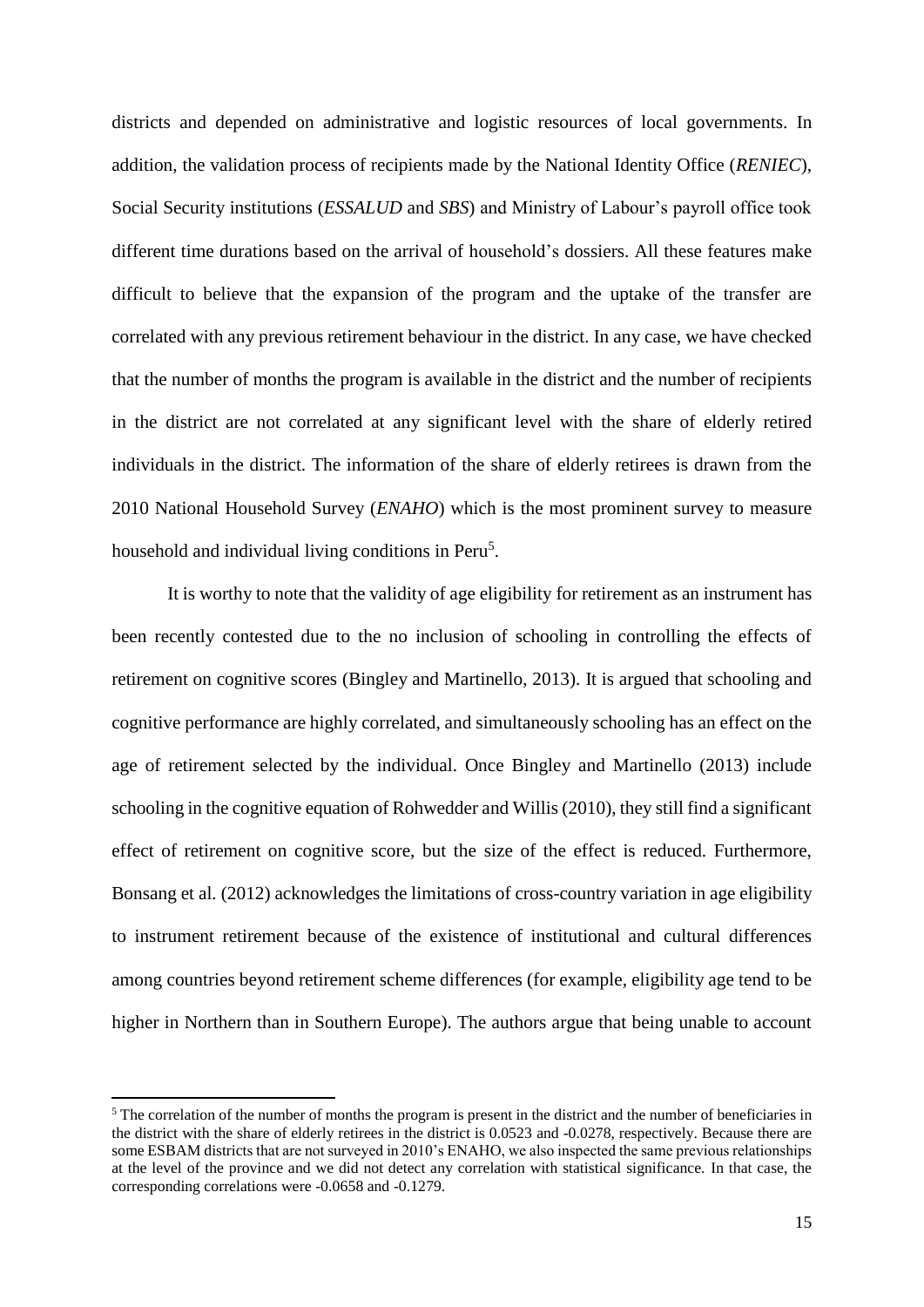districts and depended on administrative and logistic resources of local governments. In addition, the validation process of recipients made by the National Identity Office (*RENIEC*), Social Security institutions (*ESSALUD* and *SBS*) and Ministry of Labour's payroll office took different time durations based on the arrival of household's dossiers. All these features make difficult to believe that the expansion of the program and the uptake of the transfer are correlated with any previous retirement behaviour in the district. In any case, we have checked that the number of months the program is available in the district and the number of recipients in the district are not correlated at any significant level with the share of elderly retired individuals in the district. The information of the share of elderly retirees is drawn from the 2010 National Household Survey (*ENAHO*) which is the most prominent survey to measure household and individual living conditions in Peru[5].

It is worthy to note that the validity of age eligibility for retirement as an instrument has been recently contested due to the no inclusion of schooling in controlling the effects of retirement on cognitive scores (Bingley and Martinello, 2013). It is argued that schooling and cognitive performance are highly correlated, and simultaneously schooling has an effect on the age of retirement selected by the individual. Once Bingley and Martinello (2013) include schooling in the cognitive equation of Rohwedder and Willis (2010), they still find a significant effect of retirement on cognitive score, but the size of the effect is reduced. Furthermore, Bonsang et al. (2012) acknowledges the limitations of cross-country variation in age eligibility to instrument retirement because of the existence of institutional and cultural differences among countries beyond retirement scheme differences (for example, eligibility age tend to be higher in Northern than in Southern Europe). The authors argue that being unable to account

[5] The correlation of the number of months the program is present in the district and the number of beneficiaries in the district with the share of elderly retirees in the district is 0.0523 and -0.0278, respectively. Because there are some ESBAM districts that are not surveyed in 2010's ENAHO, we also inspected the same previous relationships at the level of the province and we did not detect any correlation with statistical significance. In that case, the corresponding correlations were -0.0658 and -0.1279.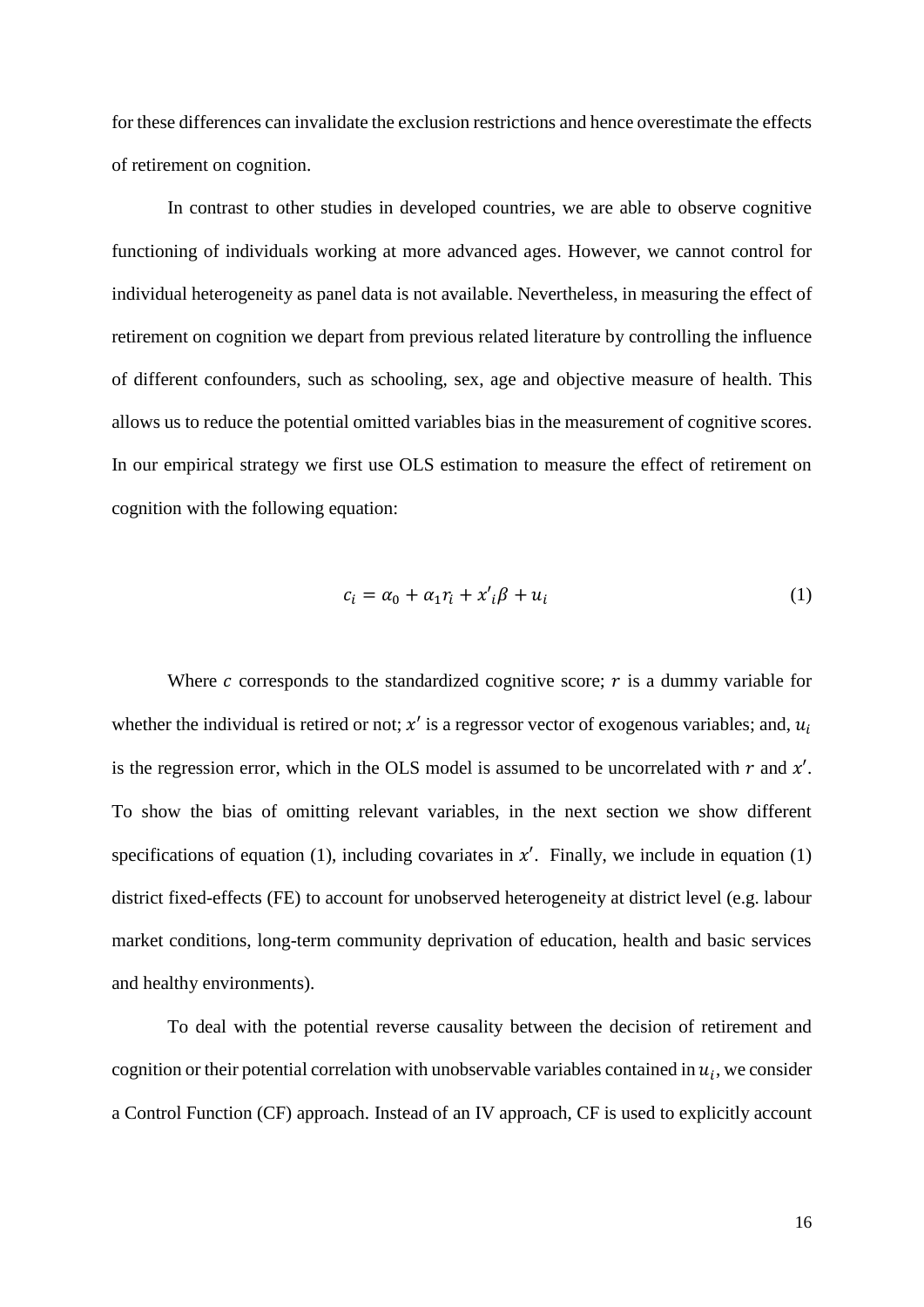for these differences can invalidate the exclusion restrictions and hence overestimate the effects of retirement on cognition.

In contrast to other studies in developed countries, we are able to observe cognitive functioning of individuals working at more advanced ages. However, we cannot control for individual heterogeneity as panel data is not available. Nevertheless, in measuring the effect of retirement on cognition we depart from previous related literature by controlling the influence of different confounders, such as schooling, sex, age and objective measure of health. This allows us to reduce the potential omitted variables bias in the measurement of cognitive scores. In our empirical strategy we first use OLS estimation to measure the effect of retirement on cognition with the following equation:

$$c_i = \alpha_0 + \alpha_1 r_i + x'_i \beta + u_i \tag{1}$$

Where $c$ corresponds to the standardized cognitive score; $r$ is a dummy variable for whether the individual is retired or not; $x'$ is a regressor vector of exogenous variables; and, $u_i$ is the regression error, which in the OLS model is assumed to be uncorrelated with $r$ and $x'$. To show the bias of omitting relevant variables, in the next section we show different specifications of equation (1), including covariates in $x'$. Finally, we include in equation (1) district fixed-effects (FE) to account for unobserved heterogeneity at district level (e.g. labour market conditions, long-term community deprivation of education, health and basic services and healthy environments).

To deal with the potential reverse causality between the decision of retirement and cognition or their potential correlation with unobservable variables contained in $u_i$, we consider a Control Function (CF) approach. Instead of an IV approach, CF is used to explicitly account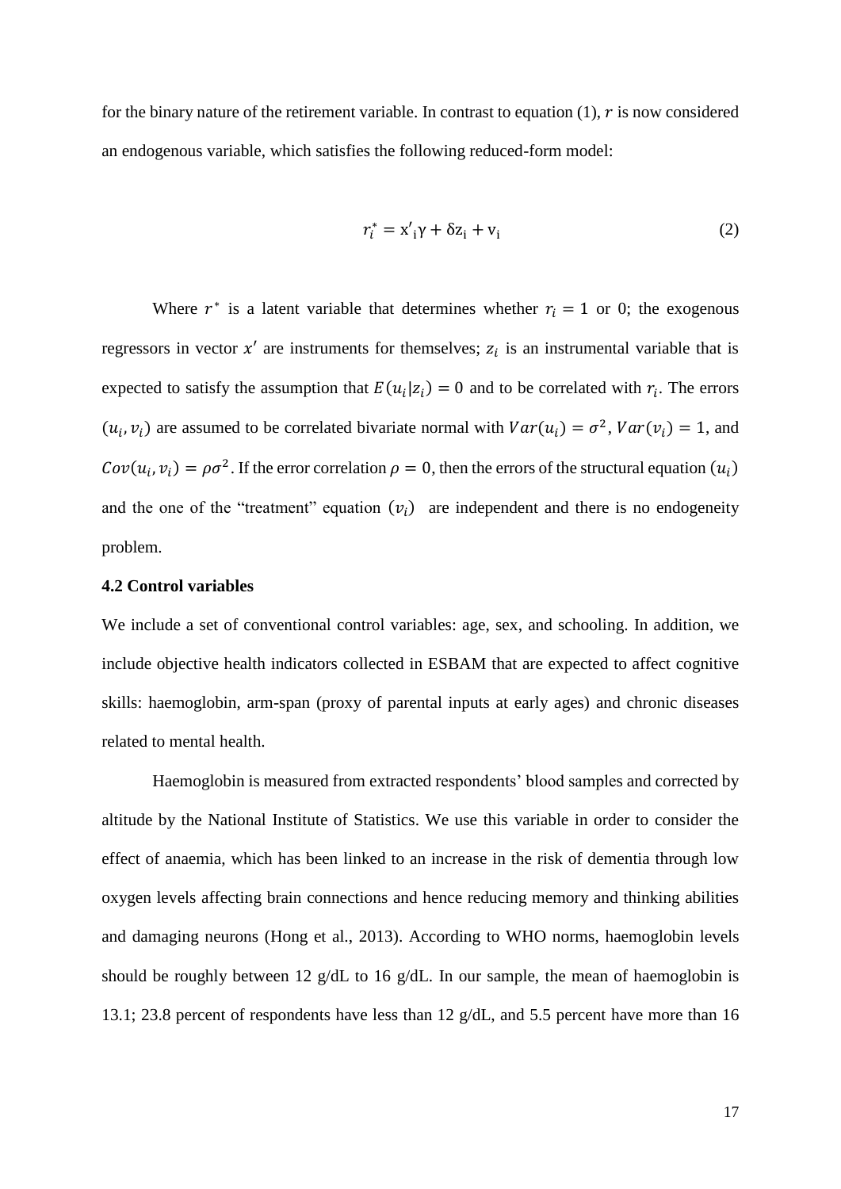for the binary nature of the retirement variable. In contrast to equation (1), $r$ is now considered an endogenous variable, which satisfies the following reduced-form model:

$$r_i^* = \mathrm{x'}_{\mathrm{i}}\gamma + \delta \mathrm{z}_{\mathrm{i}} + \mathrm{v}_{\mathrm{i}} \tag{2}$$

Where $r^*$ is a latent variable that determines whether $r_i = 1$ or 0; the exogenous regressors in vector $x'$ are instruments for themselves; $z_i$ is an instrumental variable that is expected to satisfy the assumption that $E(u_i|z_i) = 0$ and to be correlated with $r_i$. The errors $(u_i, v_i)$ are assumed to be correlated bivariate normal with $Var(u_i) = \sigma^2$, $Var(v_i) = 1$, and $Cov(u_i, v_i) = \rho\sigma^2$. If the error correlation $\rho = 0$, then the errors of the structural equation $(u_i)$ and the one of the "treatment" equation $(v_i)$ are independent and there is no endogeneity problem.

### 4.2 Control variables

We include a set of conventional control variables: age, sex, and schooling. In addition, we include objective health indicators collected in ESBAM that are expected to affect cognitive skills: haemoglobin, arm-span (proxy of parental inputs at early ages) and chronic diseases related to mental health.

Haemoglobin is measured from extracted respondents' blood samples and corrected by altitude by the National Institute of Statistics. We use this variable in order to consider the effect of anaemia, which has been linked to an increase in the risk of dementia through low oxygen levels affecting brain connections and hence reducing memory and thinking abilities and damaging neurons (Hong et al., 2013). According to WHO norms, haemoglobin levels should be roughly between 12 g/dL to 16 g/dL. In our sample, the mean of haemoglobin is 13.1; 23.8 percent of respondents have less than 12 g/dL, and 5.5 percent have more than 16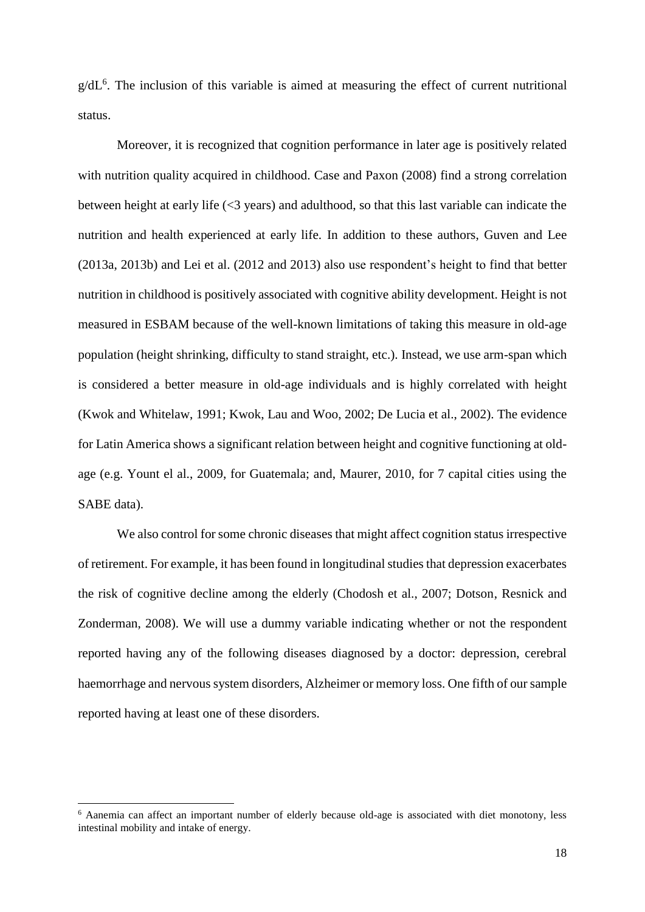g/dL[6]. The inclusion of this variable is aimed at measuring the effect of current nutritional status.

Moreover, it is recognized that cognition performance in later age is positively related with nutrition quality acquired in childhood. Case and Paxon (2008) find a strong correlation between height at early life (<3 years) and adulthood, so that this last variable can indicate the nutrition and health experienced at early life. In addition to these authors, Guven and Lee (2013a, 2013b) and Lei et al. (2012 and 2013) also use respondent's height to find that better nutrition in childhood is positively associated with cognitive ability development. Height is not measured in ESBAM because of the well-known limitations of taking this measure in old-age population (height shrinking, difficulty to stand straight, etc.). Instead, we use arm-span which is considered a better measure in old-age individuals and is highly correlated with height (Kwok and Whitelaw, 1991; Kwok, Lau and Woo, 2002; De Lucia et al., 2002). The evidence for Latin America shows a significant relation between height and cognitive functioning at old-age (e.g. Yount el al., 2009, for Guatemala; and, Maurer, 2010, for 7 capital cities using the SABE data).

We also control for some chronic diseases that might affect cognition status irrespective of retirement. For example, it has been found in longitudinal studies that depression exacerbates the risk of cognitive decline among the elderly (Chodosh et al., 2007; Dotson, Resnick and Zonderman, 2008). We will use a dummy variable indicating whether or not the respondent reported having any of the following diseases diagnosed by a doctor: depression, cerebral haemorrhage and nervous system disorders, Alzheimer or memory loss. One fifth of our sample reported having at least one of these disorders.

[6] Aanemia can affect an important number of elderly because old-age is associated with diet monotony, less intestinal mobility and intake of energy.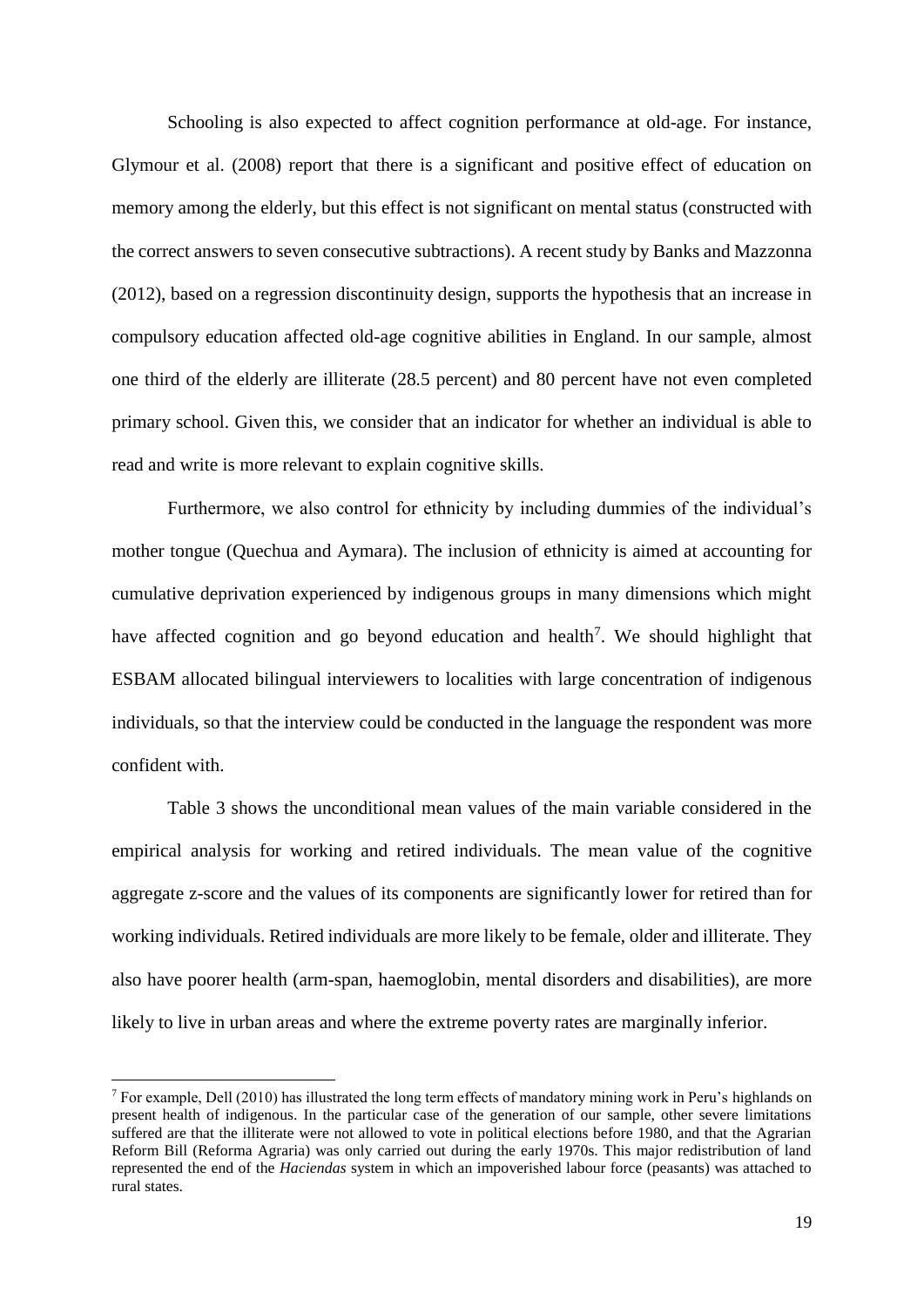Schooling is also expected to affect cognition performance at old-age. For instance, Glymour et al. (2008) report that there is a significant and positive effect of education on memory among the elderly, but this effect is not significant on mental status (constructed with the correct answers to seven consecutive subtractions). A recent study by Banks and Mazzonna (2012), based on a regression discontinuity design, supports the hypothesis that an increase in compulsory education affected old-age cognitive abilities in England. In our sample, almost one third of the elderly are illiterate (28.5 percent) and 80 percent have not even completed primary school. Given this, we consider that an indicator for whether an individual is able to read and write is more relevant to explain cognitive skills.

Furthermore, we also control for ethnicity by including dummies of the individual's mother tongue (Quechua and Aymara). The inclusion of ethnicity is aimed at accounting for cumulative deprivation experienced by indigenous groups in many dimensions which might have affected cognition and go beyond education and health[7]. We should highlight that ESBAM allocated bilingual interviewers to localities with large concentration of indigenous individuals, so that the interview could be conducted in the language the respondent was more confident with.

Table 3 shows the unconditional mean values of the main variable considered in the empirical analysis for working and retired individuals. The mean value of the cognitive aggregate z-score and the values of its components are significantly lower for retired than for working individuals. Retired individuals are more likely to be female, older and illiterate. They also have poorer health (arm-span, haemoglobin, mental disorders and disabilities), are more likely to live in urban areas and where the extreme poverty rates are marginally inferior.

[7] For example, Dell (2010) has illustrated the long term effects of mandatory mining work in Peru's highlands on present health of indigenous. In the particular case of the generation of our sample, other severe limitations suffered are that the illiterate were not allowed to vote in political elections before 1980, and that the Agrarian Reform Bill (Reforma Agraria) was only carried out during the early 1970s. This major redistribution of land represented the end of the *Haciendas* system in which an impoverished labour force (peasants) was attached to rural states.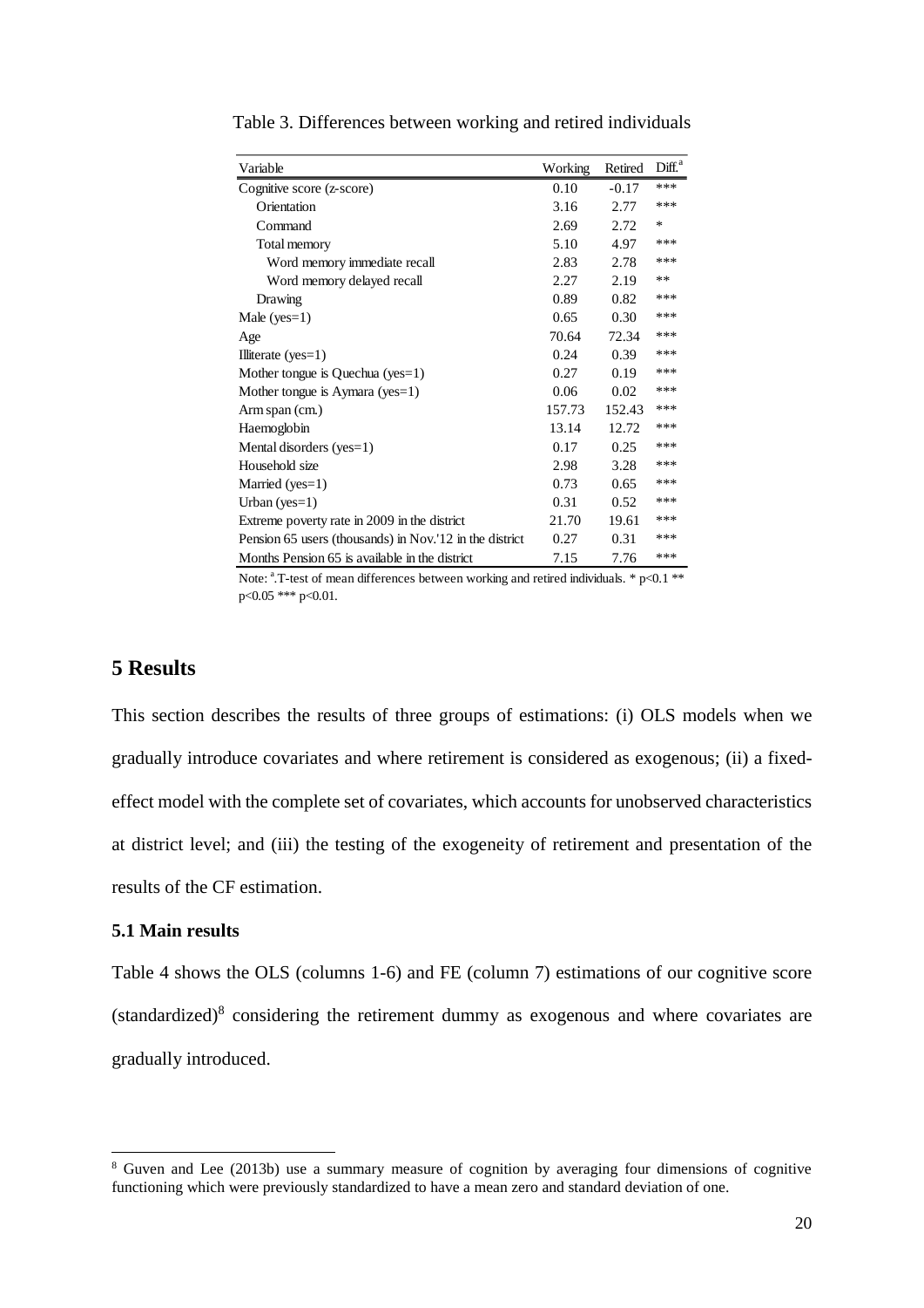Table 3. Differences between working and retired individuals

| Variable | Working | Retired | Diff.[a] |
|---|---|---|---|
| Cognitive score (z-score) | 0.10 | -0.17 | *** |
| Orientation | 3.16 | 2.77 | *** |
| Command | 2.69 | 2.72 | * |
| Total memory | 5.10 | 4.97 | *** |
| Word memory immediate recall | 2.83 | 2.78 | *** |
| Word memory delayed recall | 2.27 | 2.19 | ** |
| Drawing | 0.89 | 0.82 | *** |
| Male (yes=1) | 0.65 | 0.30 | *** |
| Age | 70.64 | 72.34 | *** |
| Illiterate (yes=1) | 0.24 | 0.39 | *** |
| Mother tongue is Quechua (yes=1) | 0.27 | 0.19 | *** |
| Mother tongue is Aymara (yes=1) | 0.06 | 0.02 | *** |
| Arm span (cm.) | 157.73 | 152.43 | *** |
| Haemoglobin | 13.14 | 12.72 | *** |
| Mental disorders (yes=1) | 0.17 | 0.25 | *** |
| Household size | 2.98 | 3.28 | *** |
| Married (yes=1) | 0.73 | 0.65 | *** |
| Urban (yes=1) | 0.31 | 0.52 | *** |
| Extreme poverty rate in 2009 in the district | 21.70 | 19.61 | *** |
| Pension 65 users (thousands) in Nov.'12 in the district | 0.27 | 0.31 | *** |
| Months Pension 65 is available in the district | 7.15 | 7.76 | *** |

Note: [a].T-test of mean differences between working and retired individuals. * p<0.1 ** p<0.05 *** p<0.01.

# 5 Results

This section describes the results of three groups of estimations: (i) OLS models when we gradually introduce covariates and where retirement is considered as exogenous; (ii) a fixed-effect model with the complete set of covariates, which accounts for unobserved characteristics at district level; and (iii) the testing of the exogeneity of retirement and presentation of the results of the CF estimation.

## 5.1 Main results

Table 4 shows the OLS (columns 1-6) and FE (column 7) estimations of our cognitive score (standardized)[8] considering the retirement dummy as exogenous and where covariates are gradually introduced.

[8] Guven and Lee (2013b) use a summary measure of cognition by averaging four dimensions of cognitive functioning which were previously standardized to have a mean zero and standard deviation of one.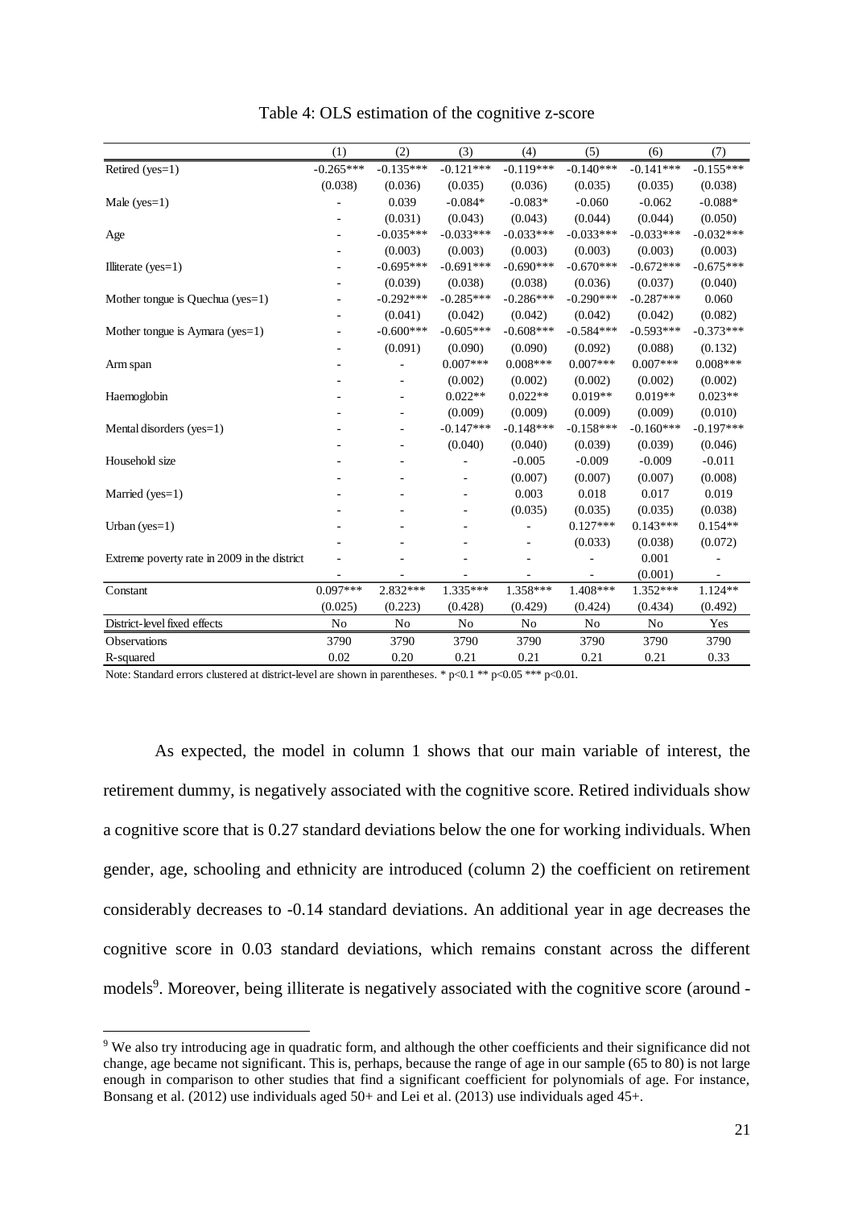Table 4: OLS estimation of the cognitive z-score

| | (1) | (2) | (3) | (4) | (5) | (6) | (7) |
|---|---|---|---|---|---|---|---|
| Retired (yes=1) | -0.265*** | -0.135*** | -0.121*** | -0.119*** | -0.140*** | -0.141*** | -0.155*** |
| | (0.038) | (0.036) | (0.035) | (0.036) | (0.035) | (0.035) | (0.038) |
| Male (yes=1) | - | 0.039 | -0.084* | -0.083* | -0.060 | -0.062 | -0.088* |
| | - | (0.031) | (0.043) | (0.043) | (0.044) | (0.044) | (0.050) |
| Age | - | -0.035*** | -0.033*** | -0.033*** | -0.033*** | -0.033*** | -0.032*** |
| | - | (0.003) | (0.003) | (0.003) | (0.003) | (0.003) | (0.003) |
| Illiterate (yes=1) | - | -0.695*** | -0.691*** | -0.690*** | -0.670*** | -0.672*** | -0.675*** |
| | - | (0.039) | (0.038) | (0.038) | (0.036) | (0.037) | (0.040) |
| Mother tongue is Quechua (yes=1) | - | -0.292*** | -0.285*** | -0.286*** | -0.290*** | -0.287*** | 0.060 |
| | - | (0.041) | (0.042) | (0.042) | (0.042) | (0.042) | (0.082) |
| Mother tongue is Aymara (yes=1) | - | -0.600*** | -0.605*** | -0.608*** | -0.584*** | -0.593*** | -0.373*** |
| | - | (0.091) | (0.090) | (0.090) | (0.092) | (0.088) | (0.132) |
| Arm span | - | - | 0.007*** | 0.008*** | 0.007*** | 0.007*** | 0.008*** |
| | - | - | (0.002) | (0.002) | (0.002) | (0.002) | (0.002) |
| Haemoglobin | - | - | 0.022** | 0.022** | 0.019** | 0.019** | 0.023** |
| | - | - | (0.009) | (0.009) | (0.009) | (0.009) | (0.010) |
| Mental disorders (yes=1) | - | - | -0.147*** | -0.148*** | -0.158*** | -0.160*** | -0.197*** |
| | - | - | (0.040) | (0.040) | (0.039) | (0.039) | (0.046) |
| Household size | - | - | - | -0.005 | -0.009 | -0.009 | -0.011 |
| | - | - | - | (0.007) | (0.007) | (0.007) | (0.008) |
| Married (yes=1) | - | - | - | 0.003 | 0.018 | 0.017 | 0.019 |
| | - | - | - | (0.035) | (0.035) | (0.035) | (0.038) |
| Urban (yes=1) | - | - | - | - | 0.127*** | 0.143*** | 0.154** |
| | - | - | - | - | (0.033) | (0.038) | (0.072) |
| Extreme poverty rate in 2009 in the district | - | - | - | - | - | 0.001 | - |
| | - | - | - | - | - | (0.001) | - |
| Constant | 0.097*** | 2.832*** | 1.335*** | 1.358*** | 1.408*** | 1.352*** | 1.124** |
| | (0.025) | (0.223) | (0.428) | (0.429) | (0.424) | (0.434) | (0.492) |
| District-level fixed effects | No | No | No | No | No | No | Yes |
| Observations | 3790 | 3790 | 3790 | 3790 | 3790 | 3790 | 3790 |
| R-squared | 0.02 | 0.20 | 0.21 | 0.21 | 0.21 | 0.21 | 0.33 |

Note: Standard errors clustered at district-level are shown in parentheses. * p<0.1 ** p<0.05 *** p<0.01.

As expected, the model in column 1 shows that our main variable of interest, the retirement dummy, is negatively associated with the cognitive score. Retired individuals show a cognitive score that is 0.27 standard deviations below the one for working individuals. When gender, age, schooling and ethnicity are introduced (column 2) the coefficient on retirement considerably decreases to -0.14 standard deviations. An additional year in age decreases the cognitive score in 0.03 standard deviations, which remains constant across the different models[9]. Moreover, being illiterate is negatively associated with the cognitive score (around -

[9] We also try introducing age in quadratic form, and although the other coefficients and their significance did not change, age became not significant. This is, perhaps, because the range of age in our sample (65 to 80) is not large enough in comparison to other studies that find a significant coefficient for polynomials of age. For instance, Bonsang et al. (2012) use individuals aged 50+ and Lei et al. (2013) use individuals aged 45+.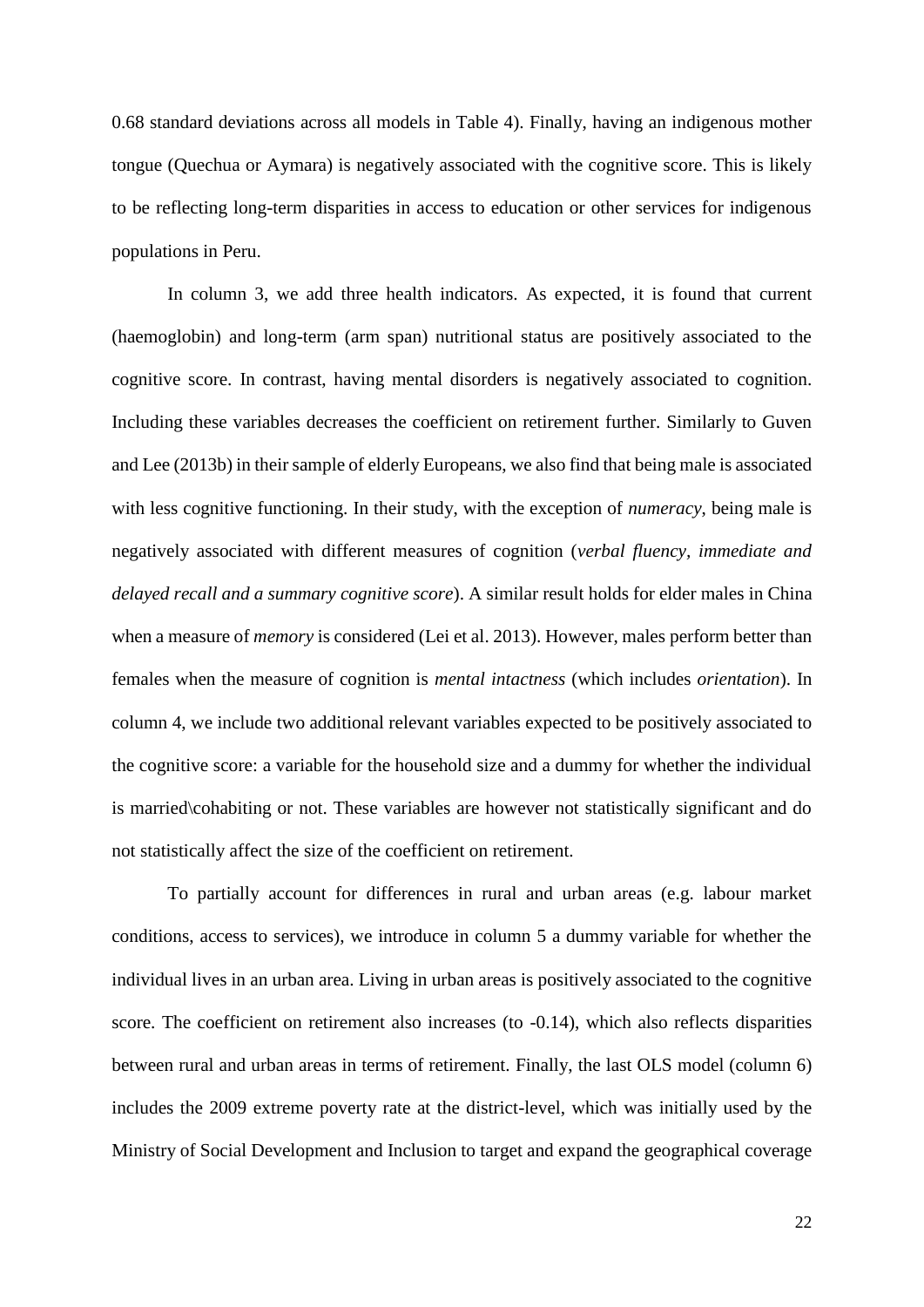0.68 standard deviations across all models in Table 4). Finally, having an indigenous mother tongue (Quechua or Aymara) is negatively associated with the cognitive score. This is likely to be reflecting long-term disparities in access to education or other services for indigenous populations in Peru.

In column 3, we add three health indicators. As expected, it is found that current (haemoglobin) and long-term (arm span) nutritional status are positively associated to the cognitive score. In contrast, having mental disorders is negatively associated to cognition. Including these variables decreases the coefficient on retirement further. Similarly to Guven and Lee (2013b) in their sample of elderly Europeans, we also find that being male is associated with less cognitive functioning. In their study, with the exception of *numeracy*, being male is negatively associated with different measures of cognition (*verbal fluency, immediate and delayed recall and a summary cognitive score*). A similar result holds for elder males in China when a measure of *memory* is considered (Lei et al. 2013). However, males perform better than females when the measure of cognition is *mental intactness* (which includes *orientation*). In column 4, we include two additional relevant variables expected to be positively associated to the cognitive score: a variable for the household size and a dummy for whether the individual is married\cohabiting or not. These variables are however not statistically significant and do not statistically affect the size of the coefficient on retirement.

To partially account for differences in rural and urban areas (e.g. labour market conditions, access to services), we introduce in column 5 a dummy variable for whether the individual lives in an urban area. Living in urban areas is positively associated to the cognitive score. The coefficient on retirement also increases (to -0.14), which also reflects disparities between rural and urban areas in terms of retirement. Finally, the last OLS model (column 6) includes the 2009 extreme poverty rate at the district-level, which was initially used by the Ministry of Social Development and Inclusion to target and expand the geographical coverage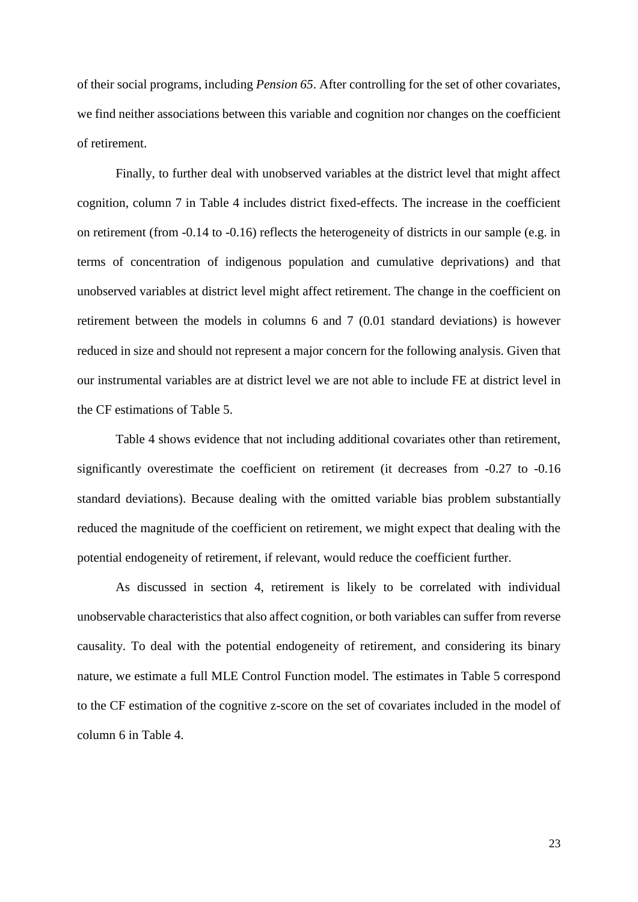of their social programs, including *Pension 65*. After controlling for the set of other covariates, we find neither associations between this variable and cognition nor changes on the coefficient of retirement.

Finally, to further deal with unobserved variables at the district level that might affect cognition, column 7 in Table 4 includes district fixed-effects. The increase in the coefficient on retirement (from -0.14 to -0.16) reflects the heterogeneity of districts in our sample (e.g. in terms of concentration of indigenous population and cumulative deprivations) and that unobserved variables at district level might affect retirement. The change in the coefficient on retirement between the models in columns 6 and 7 (0.01 standard deviations) is however reduced in size and should not represent a major concern for the following analysis. Given that our instrumental variables are at district level we are not able to include FE at district level in the CF estimations of Table 5.

Table 4 shows evidence that not including additional covariates other than retirement, significantly overestimate the coefficient on retirement (it decreases from -0.27 to -0.16 standard deviations). Because dealing with the omitted variable bias problem substantially reduced the magnitude of the coefficient on retirement, we might expect that dealing with the potential endogeneity of retirement, if relevant, would reduce the coefficient further.

As discussed in section 4, retirement is likely to be correlated with individual unobservable characteristics that also affect cognition, or both variables can suffer from reverse causality. To deal with the potential endogeneity of retirement, and considering its binary nature, we estimate a full MLE Control Function model. The estimates in Table 5 correspond to the CF estimation of the cognitive z-score on the set of covariates included in the model of column 6 in Table 4.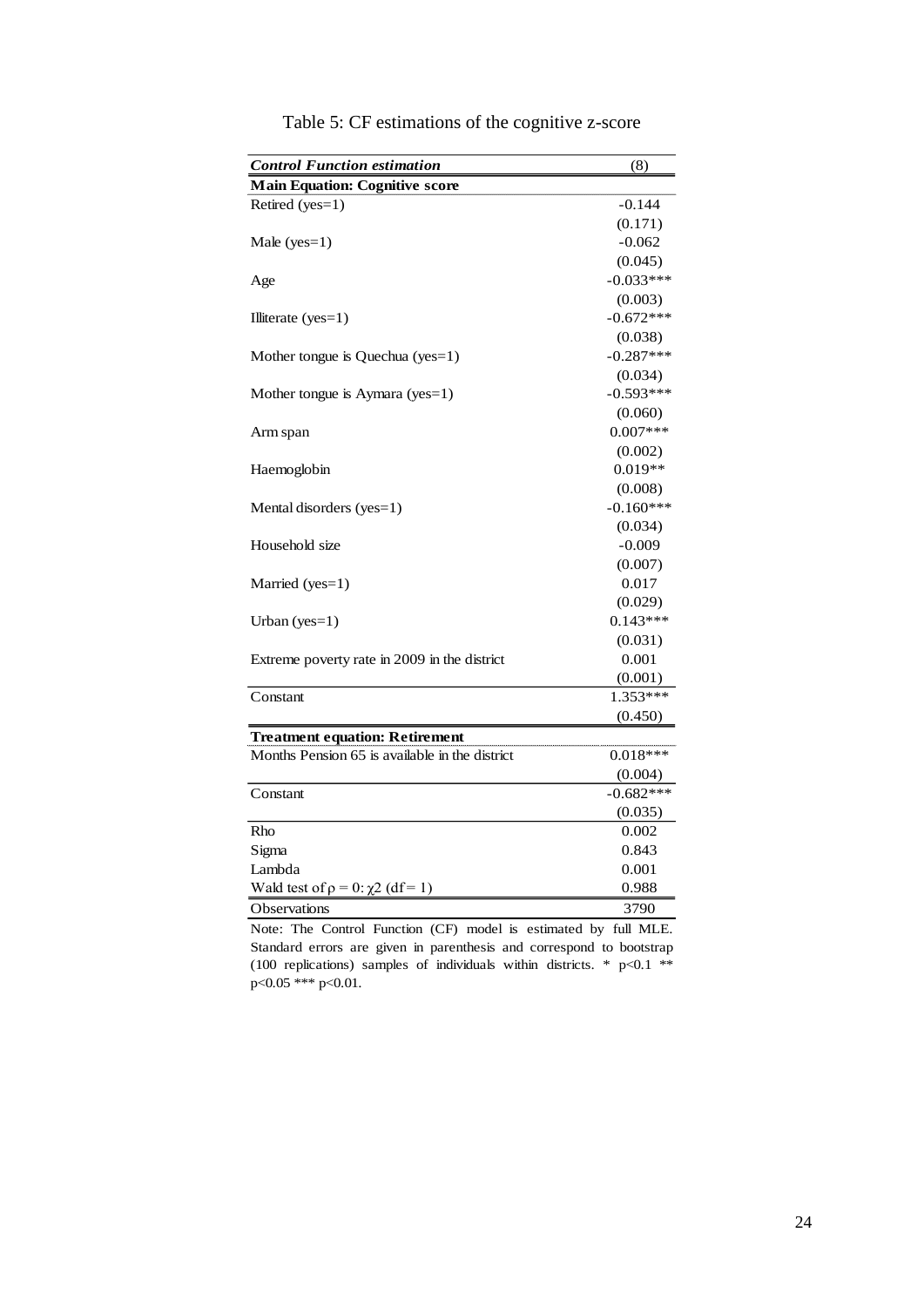Table 5: CF estimations of the cognitive z-score

| ***Control Function estimation*** | (8) |
|---|---|
| **Main Equation: Cognitive score** | |
| Retired (yes=1) | -0.144 |
| | (0.171) |
| Male (yes=1) | -0.062 |
| | (0.045) |
| Age | -0.033*** |
| | (0.003) |
| Illiterate (yes=1) | -0.672*** |
| | (0.038) |
| Mother tongue is Quechua (yes=1) | -0.287*** |
| | (0.034) |
| Mother tongue is Aymara (yes=1) | -0.593*** |
| | (0.060) |
| Arm span | 0.007*** |
| | (0.002) |
| Haemoglobin | 0.019** |
| | (0.008) |
| Mental disorders (yes=1) | -0.160*** |
| | (0.034) |
| Household size | -0.009 |
| | (0.007) |
| Married (yes=1) | 0.017 |
| | (0.029) |
| Urban (yes=1) | 0.143*** |
| | (0.031) |
| Extreme poverty rate in 2009 in the district | 0.001 |
| | (0.001) |
| Constant | 1.353*** |
| | (0.450) |
| **Treatment equation: Retirement** | |
| Months Pension 65 is available in the district | 0.018*** |
| | (0.004) |
| Constant | -0.682*** |
| | (0.035) |
| Rho | 0.002 |
| Sigma | 0.843 |
| Lambda | 0.001 |
| Wald test of $\rho = 0$: $\chi2$ (df = 1) | 0.988 |
| Observations | 3790 |

Note: The Control Function (CF) model is estimated by full MLE. Standard errors are given in parenthesis and correspond to bootstrap (100 replications) samples of individuals within districts. * p<0.1 ** p<0.05 *** p<0.01.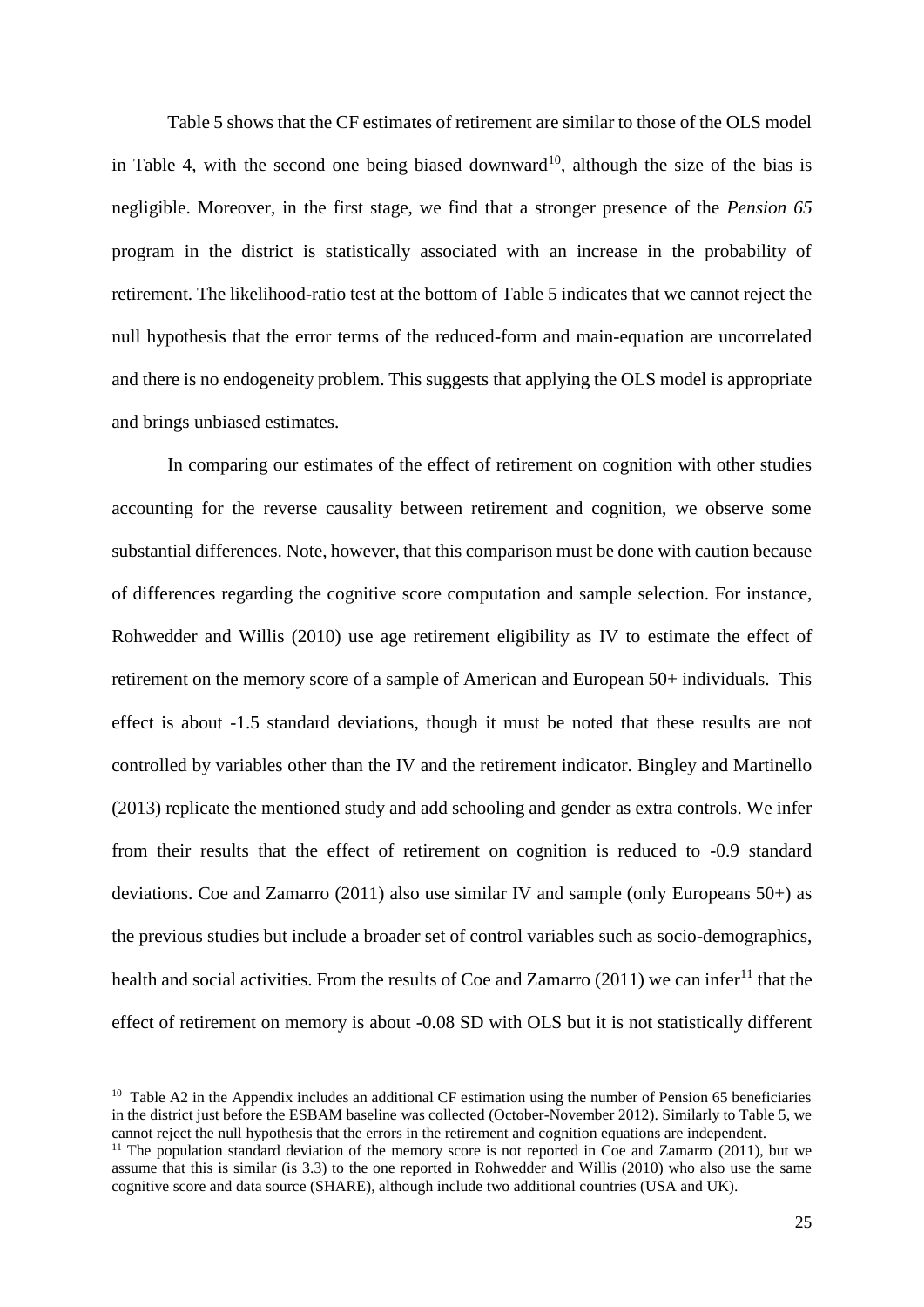Table 5 shows that the CF estimates of retirement are similar to those of the OLS model in Table 4, with the second one being biased downward[10], although the size of the bias is negligible. Moreover, in the first stage, we find that a stronger presence of the *Pension 65* program in the district is statistically associated with an increase in the probability of retirement. The likelihood-ratio test at the bottom of Table 5 indicates that we cannot reject the null hypothesis that the error terms of the reduced-form and main-equation are uncorrelated and there is no endogeneity problem. This suggests that applying the OLS model is appropriate and brings unbiased estimates.

In comparing our estimates of the effect of retirement on cognition with other studies accounting for the reverse causality between retirement and cognition, we observe some substantial differences. Note, however, that this comparison must be done with caution because of differences regarding the cognitive score computation and sample selection. For instance, Rohwedder and Willis (2010) use age retirement eligibility as IV to estimate the effect of retirement on the memory score of a sample of American and European 50+ individuals. This effect is about -1.5 standard deviations, though it must be noted that these results are not controlled by variables other than the IV and the retirement indicator. Bingley and Martinello (2013) replicate the mentioned study and add schooling and gender as extra controls. We infer from their results that the effect of retirement on cognition is reduced to -0.9 standard deviations. Coe and Zamarro (2011) also use similar IV and sample (only Europeans 50+) as the previous studies but include a broader set of control variables such as socio-demographics, health and social activities. From the results of Coe and Zamarro (2011) we can infer[11] that the effect of retirement on memory is about -0.08 SD with OLS but it is not statistically different

---

[10] Table A2 in the Appendix includes an additional CF estimation using the number of Pension 65 beneficiaries in the district just before the ESBAM baseline was collected (October-November 2012). Similarly to Table 5, we cannot reject the null hypothesis that the errors in the retirement and cognition equations are independent.

[11] The population standard deviation of the memory score is not reported in Coe and Zamarro (2011), but we assume that this is similar (is 3.3) to the one reported in Rohwedder and Willis (2010) who also use the same cognitive score and data source (SHARE), although include two additional countries (USA and UK).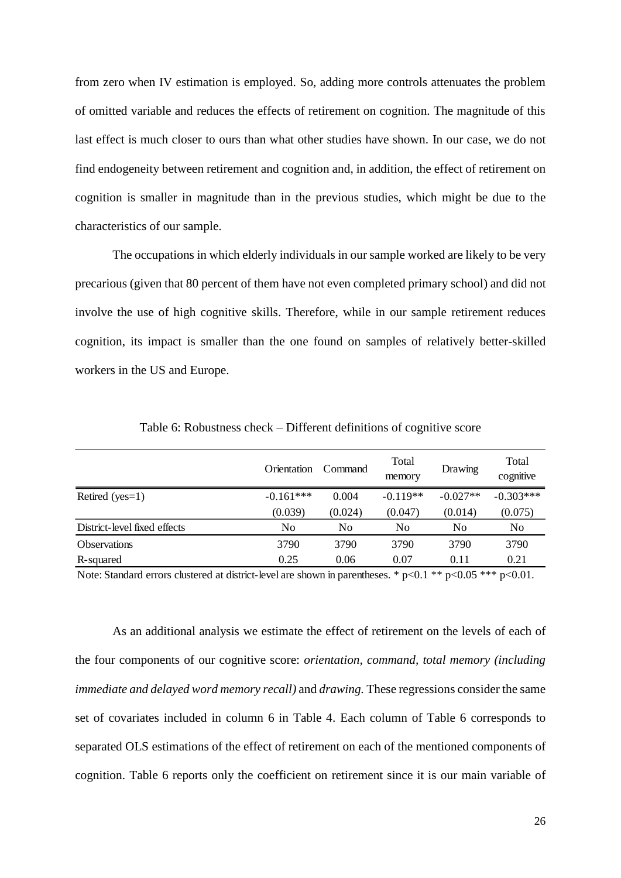from zero when IV estimation is employed. So, adding more controls attenuates the problem of omitted variable and reduces the effects of retirement on cognition. The magnitude of this last effect is much closer to ours than what other studies have shown. In our case, we do not find endogeneity between retirement and cognition and, in addition, the effect of retirement on cognition is smaller in magnitude than in the previous studies, which might be due to the characteristics of our sample.

The occupations in which elderly individuals in our sample worked are likely to be very precarious (given that 80 percent of them have not even completed primary school) and did not involve the use of high cognitive skills. Therefore, while in our sample retirement reduces cognition, its impact is smaller than the one found on samples of relatively better-skilled workers in the US and Europe.

Table 6: Robustness check – Different definitions of cognitive score

| | Orientation | Command | Total memory | Drawing | Total cognitive |
|---|---|---|---|---|---|
| Retired (yes=1) | -0.161*** | 0.004 | -0.119** | -0.027** | -0.303*** |
| | (0.039) | (0.024) | (0.047) | (0.014) | (0.075) |
| District-level fixed effects | No | No | No | No | No |
| Observations | 3790 | 3790 | 3790 | 3790 | 3790 |
| R-squared | 0.25 | 0.06 | 0.07 | 0.11 | 0.21 |

Note: Standard errors clustered at district-level are shown in parentheses. * p<0.1 ** p<0.05 *** p<0.01.

As an additional analysis we estimate the effect of retirement on the levels of each of the four components of our cognitive score: *orientation, command, total memory (including immediate and delayed word memory recall)* and *drawing.* These regressions consider the same set of covariates included in column 6 in Table 4. Each column of Table 6 corresponds to separated OLS estimations of the effect of retirement on each of the mentioned components of cognition. Table 6 reports only the coefficient on retirement since it is our main variable of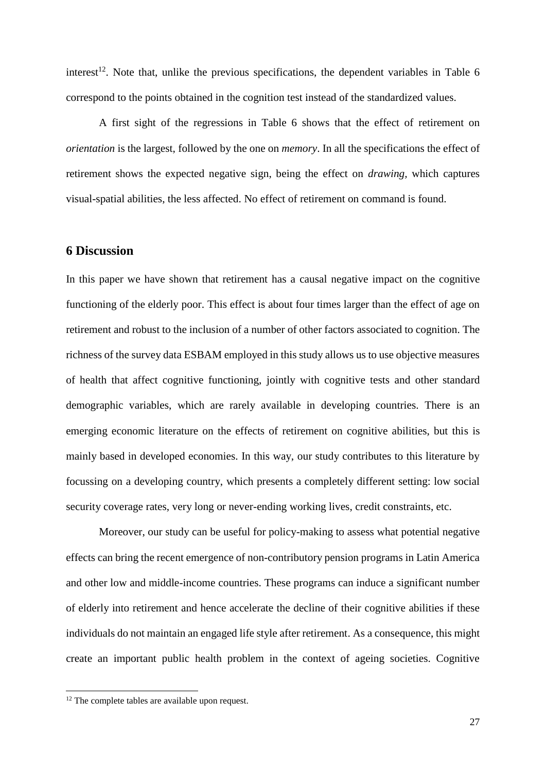interest[12]. Note that, unlike the previous specifications, the dependent variables in Table 6 correspond to the points obtained in the cognition test instead of the standardized values.

A first sight of the regressions in Table 6 shows that the effect of retirement on *orientation* is the largest, followed by the one on *memory*. In all the specifications the effect of retirement shows the expected negative sign, being the effect on *drawing*, which captures visual-spatial abilities, the less affected. No effect of retirement on command is found.

## 6 Discussion

In this paper we have shown that retirement has a causal negative impact on the cognitive functioning of the elderly poor. This effect is about four times larger than the effect of age on retirement and robust to the inclusion of a number of other factors associated to cognition. The richness of the survey data ESBAM employed in this study allows us to use objective measures of health that affect cognitive functioning, jointly with cognitive tests and other standard demographic variables, which are rarely available in developing countries. There is an emerging economic literature on the effects of retirement on cognitive abilities, but this is mainly based in developed economies. In this way, our study contributes to this literature by focussing on a developing country, which presents a completely different setting: low social security coverage rates, very long or never-ending working lives, credit constraints, etc.

Moreover, our study can be useful for policy-making to assess what potential negative effects can bring the recent emergence of non-contributory pension programs in Latin America and other low and middle-income countries. These programs can induce a significant number of elderly into retirement and hence accelerate the decline of their cognitive abilities if these individuals do not maintain an engaged life style after retirement. As a consequence, this might create an important public health problem in the context of ageing societies. Cognitive

[12] The complete tables are available upon request.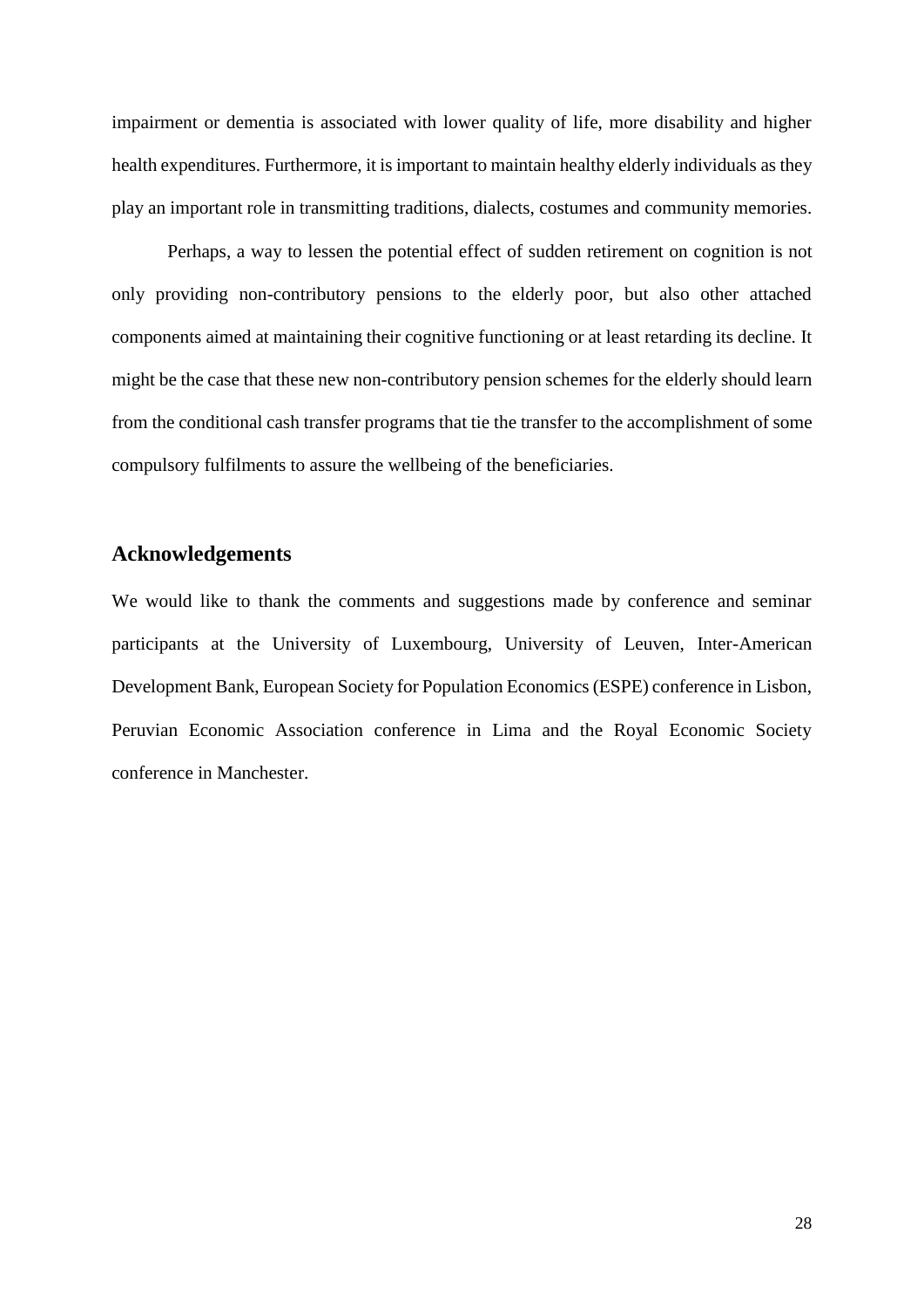impairment or dementia is associated with lower quality of life, more disability and higher health expenditures. Furthermore, it is important to maintain healthy elderly individuals as they play an important role in transmitting traditions, dialects, costumes and community memories.

Perhaps, a way to lessen the potential effect of sudden retirement on cognition is not only providing non-contributory pensions to the elderly poor, but also other attached components aimed at maintaining their cognitive functioning or at least retarding its decline. It might be the case that these new non-contributory pension schemes for the elderly should learn from the conditional cash transfer programs that tie the transfer to the accomplishment of some compulsory fulfilments to assure the wellbeing of the beneficiaries.

## Acknowledgements

We would like to thank the comments and suggestions made by conference and seminar participants at the University of Luxembourg, University of Leuven, Inter-American Development Bank, European Society for Population Economics (ESPE) conference in Lisbon, Peruvian Economic Association conference in Lima and the Royal Economic Society conference in Manchester.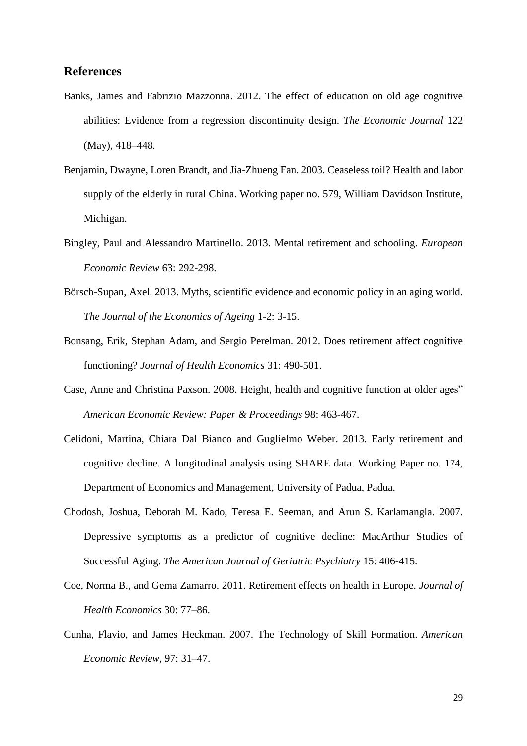## References

Banks, James and Fabrizio Mazzonna. 2012. The effect of education on old age cognitive abilities: Evidence from a regression discontinuity design. *The Economic Journal* 122 (May), 418–448.

Benjamin, Dwayne, Loren Brandt, and Jia-Zhueng Fan. 2003. Ceaseless toil? Health and labor supply of the elderly in rural China. Working paper no. 579, William Davidson Institute, Michigan.

Bingley, Paul and Alessandro Martinello. 2013. Mental retirement and schooling. *European Economic Review* 63: 292-298.

Börsch-Supan, Axel. 2013. Myths, scientific evidence and economic policy in an aging world. *The Journal of the Economics of Ageing* 1-2: 3-15.

Bonsang, Erik, Stephan Adam, and Sergio Perelman. 2012. Does retirement affect cognitive functioning? *Journal of Health Economics* 31: 490-501.

Case, Anne and Christina Paxson. 2008. Height, health and cognitive function at older ages" *American Economic Review: Paper & Proceedings* 98: 463-467.

Celidoni, Martina, Chiara Dal Bianco and Guglielmo Weber. 2013. Early retirement and cognitive decline. A longitudinal analysis using SHARE data. Working Paper no. 174, Department of Economics and Management, University of Padua, Padua.

Chodosh, Joshua, Deborah M. Kado, Teresa E. Seeman, and Arun S. Karlamangla. 2007. Depressive symptoms as a predictor of cognitive decline: MacArthur Studies of Successful Aging. *The American Journal of Geriatric Psychiatry* 15: 406-415.

Coe, Norma B., and Gema Zamarro. 2011. Retirement effects on health in Europe. *Journal of Health Economics* 30: 77–86.

Cunha, Flavio, and James Heckman. 2007. The Technology of Skill Formation. *American Economic Review*, 97: 31–47.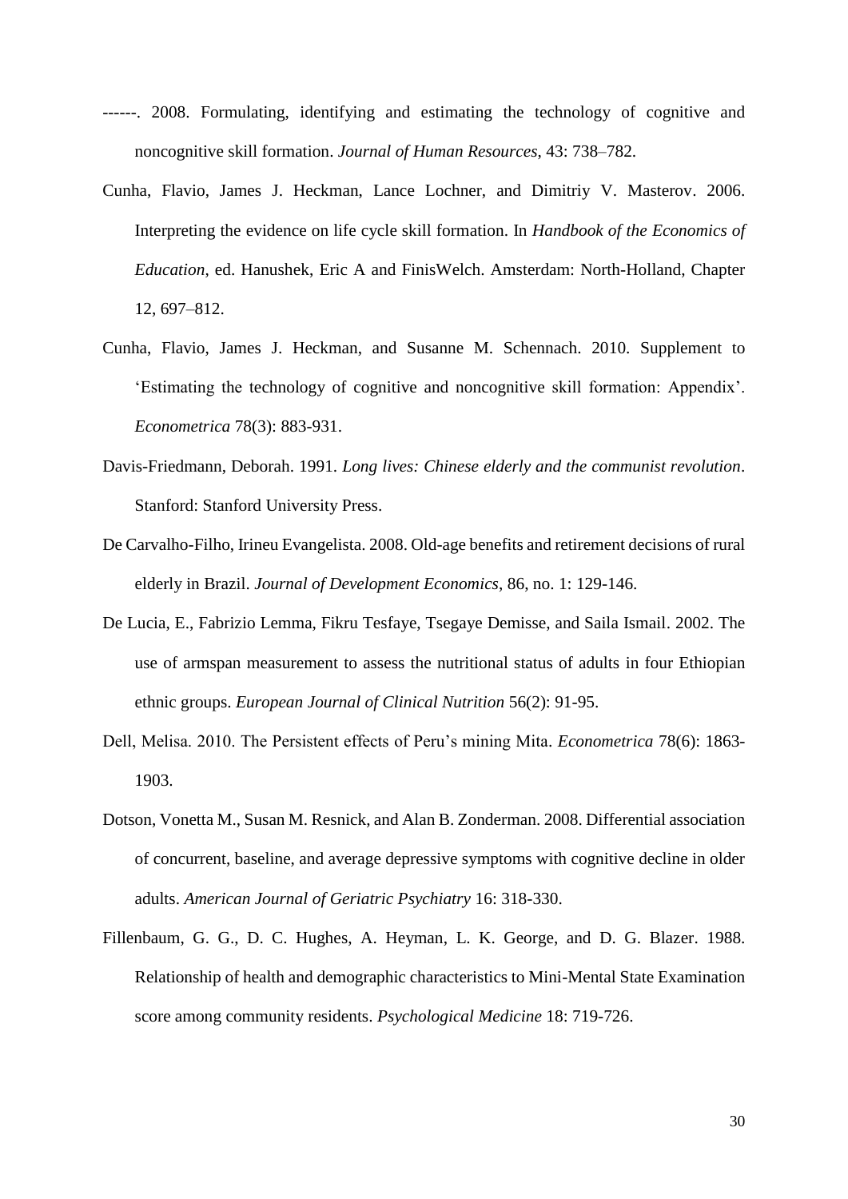------. 2008. Formulating, identifying and estimating the technology of cognitive and noncognitive skill formation. *Journal of Human Resources*, 43: 738–782.

Cunha, Flavio, James J. Heckman, Lance Lochner, and Dimitriy V. Masterov. 2006. Interpreting the evidence on life cycle skill formation. In *Handbook of the Economics of Education*, ed. Hanushek, Eric A and FinisWelch. Amsterdam: North-Holland, Chapter 12, 697–812.

Cunha, Flavio, James J. Heckman, and Susanne M. Schennach. 2010. Supplement to 'Estimating the technology of cognitive and noncognitive skill formation: Appendix'. *Econometrica* 78(3): 883-931.

Davis-Friedmann, Deborah. 1991. *Long lives: Chinese elderly and the communist revolution*. Stanford: Stanford University Press.

De Carvalho-Filho, Irineu Evangelista. 2008. Old-age benefits and retirement decisions of rural elderly in Brazil. *Journal of Development Economics*, 86, no. 1: 129-146.

De Lucia, E., Fabrizio Lemma, Fikru Tesfaye, Tsegaye Demisse, and Saila Ismail. 2002. The use of armspan measurement to assess the nutritional status of adults in four Ethiopian ethnic groups. *European Journal of Clinical Nutrition* 56(2): 91-95.

Dell, Melisa. 2010. The Persistent effects of Peru's mining Mita. *Econometrica* 78(6): 1863-1903.

Dotson, Vonetta M., Susan M. Resnick, and Alan B. Zonderman. 2008. Differential association of concurrent, baseline, and average depressive symptoms with cognitive decline in older adults. *American Journal of Geriatric Psychiatry* 16: 318-330.

Fillenbaum, G. G., D. C. Hughes, A. Heyman, L. K. George, and D. G. Blazer. 1988. Relationship of health and demographic characteristics to Mini-Mental State Examination score among community residents. *Psychological Medicine* 18: 719-726.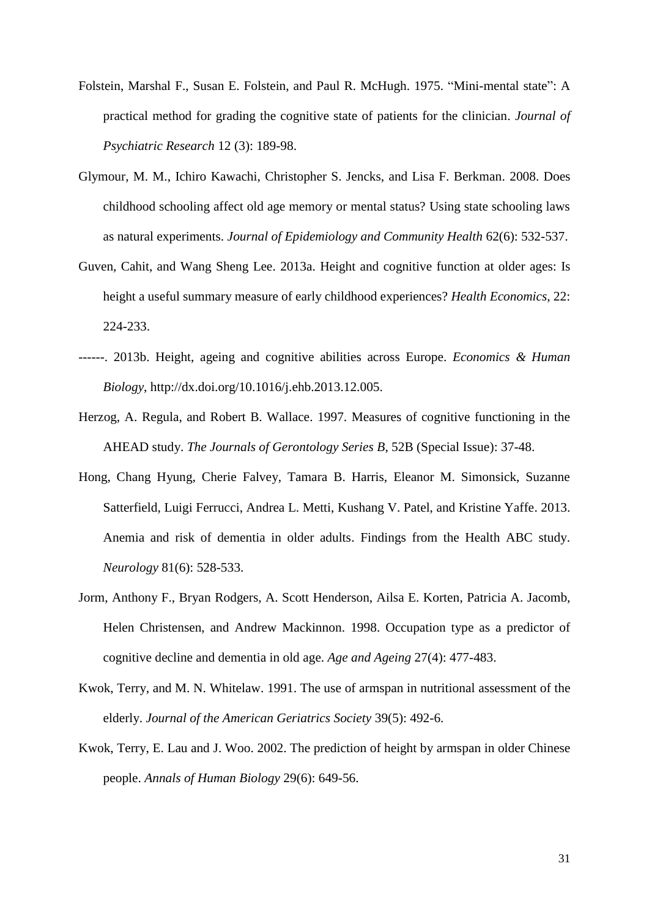Folstein, Marshal F., Susan E. Folstein, and Paul R. McHugh. 1975. "Mini-mental state": A practical method for grading the cognitive state of patients for the clinician. *Journal of Psychiatric Research* 12 (3): 189-98.

Glymour, M. M., Ichiro Kawachi, Christopher S. Jencks, and Lisa F. Berkman. 2008. Does childhood schooling affect old age memory or mental status? Using state schooling laws as natural experiments. *Journal of Epidemiology and Community Health* 62(6): 532-537.

Guven, Cahit, and Wang Sheng Lee. 2013a. Height and cognitive function at older ages: Is height a useful summary measure of early childhood experiences? *Health Economics*, 22: 224-233.

------. 2013b. Height, ageing and cognitive abilities across Europe. *Economics & Human Biology*, http://dx.doi.org/10.1016/j.ehb.2013.12.005.

Herzog, A. Regula, and Robert B. Wallace. 1997. Measures of cognitive functioning in the AHEAD study. *The Journals of Gerontology Series B*, 52B (Special Issue): 37-48.

Hong, Chang Hyung, Cherie Falvey, Tamara B. Harris, Eleanor M. Simonsick, Suzanne Satterfield, Luigi Ferrucci, Andrea L. Metti, Kushang V. Patel, and Kristine Yaffe. 2013. Anemia and risk of dementia in older adults. Findings from the Health ABC study. *Neurology* 81(6): 528-533.

Jorm, Anthony F., Bryan Rodgers, A. Scott Henderson, Ailsa E. Korten, Patricia A. Jacomb, Helen Christensen, and Andrew Mackinnon. 1998. Occupation type as a predictor of cognitive decline and dementia in old age. *Age and Ageing* 27(4): 477-483.

Kwok, Terry, and M. N. Whitelaw. 1991. The use of armspan in nutritional assessment of the elderly. *Journal of the American Geriatrics Society* 39(5): 492-6.

Kwok, Terry, E. Lau and J. Woo. 2002. The prediction of height by armspan in older Chinese people. *Annals of Human Biology* 29(6): 649-56.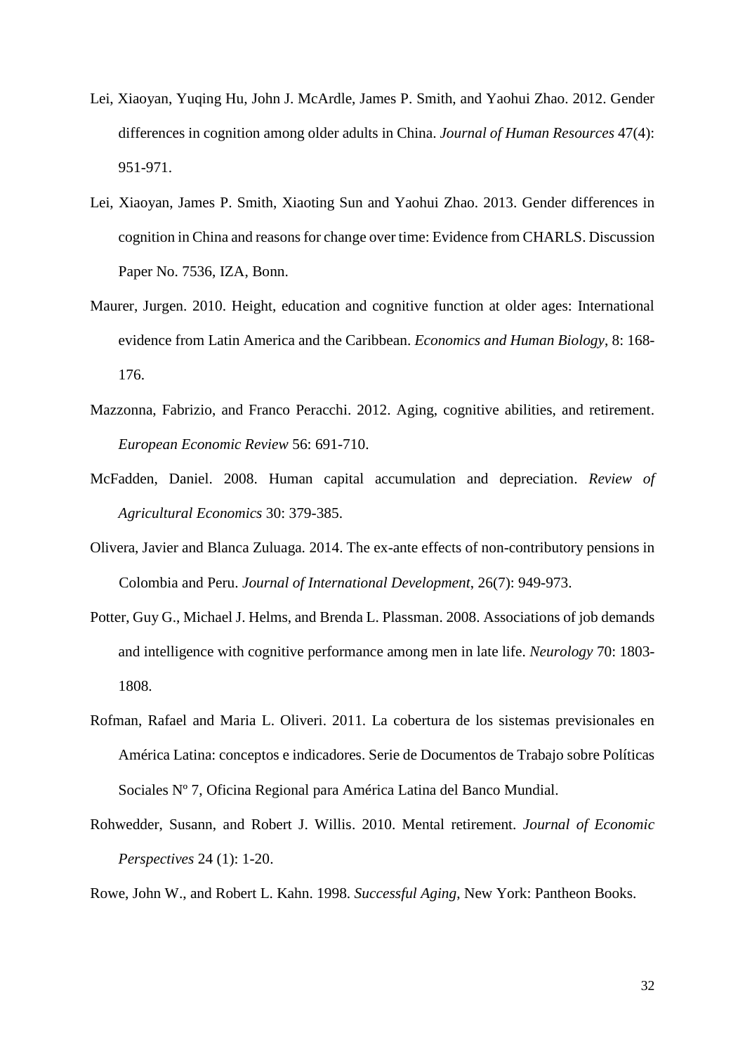Lei, Xiaoyan, Yuqing Hu, John J. McArdle, James P. Smith, and Yaohui Zhao. 2012. Gender differences in cognition among older adults in China. *Journal of Human Resources* 47(4): 951-971.

Lei, Xiaoyan, James P. Smith, Xiaoting Sun and Yaohui Zhao. 2013. Gender differences in cognition in China and reasons for change over time: Evidence from CHARLS. Discussion Paper No. 7536, IZA, Bonn.

Maurer, Jurgen. 2010. Height, education and cognitive function at older ages: International evidence from Latin America and the Caribbean. *Economics and Human Biology*, 8: 168-176.

Mazzonna, Fabrizio, and Franco Peracchi. 2012. Aging, cognitive abilities, and retirement. *European Economic Review* 56: 691-710.

McFadden, Daniel. 2008. Human capital accumulation and depreciation. *Review of Agricultural Economics* 30: 379-385.

Olivera, Javier and Blanca Zuluaga. 2014. The ex-ante effects of non-contributory pensions in Colombia and Peru. *Journal of International Development*, 26(7): 949-973.

Potter, Guy G., Michael J. Helms, and Brenda L. Plassman. 2008. Associations of job demands and intelligence with cognitive performance among men in late life. *Neurology* 70: 1803-1808.

Rofman, Rafael and Maria L. Oliveri. 2011. La cobertura de los sistemas previsionales en América Latina: conceptos e indicadores. Serie de Documentos de Trabajo sobre Políticas Sociales Nº 7, Oficina Regional para América Latina del Banco Mundial.

Rohwedder, Susann, and Robert J. Willis. 2010. Mental retirement. *Journal of Economic Perspectives* 24 (1): 1-20.

Rowe, John W., and Robert L. Kahn. 1998. *Successful Aging*, New York: Pantheon Books.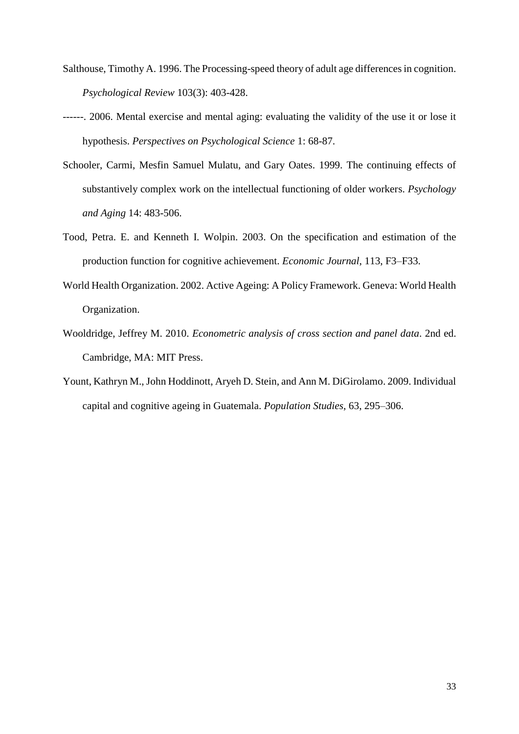Salthouse, Timothy A. 1996. The Processing-speed theory of adult age differences in cognition. *Psychological Review* 103(3): 403-428.

------. 2006. Mental exercise and mental aging: evaluating the validity of the use it or lose it hypothesis. *Perspectives on Psychological Science* 1: 68-87.

Schooler, Carmi, Mesfin Samuel Mulatu, and Gary Oates. 1999. The continuing effects of substantively complex work on the intellectual functioning of older workers. *Psychology and Aging* 14: 483-506.

Tood, Petra. E. and Kenneth I. Wolpin. 2003. On the specification and estimation of the production function for cognitive achievement. *Economic Journal*, 113, F3–F33.

World Health Organization. 2002. Active Ageing: A Policy Framework. Geneva: World Health Organization.

Wooldridge, Jeffrey M. 2010. *Econometric analysis of cross section and panel data*. 2nd ed. Cambridge, MA: MIT Press.

Yount, Kathryn M., John Hoddinott, Aryeh D. Stein, and Ann M. DiGirolamo. 2009. Individual capital and cognitive ageing in Guatemala. *Population Studies*, 63, 295–306.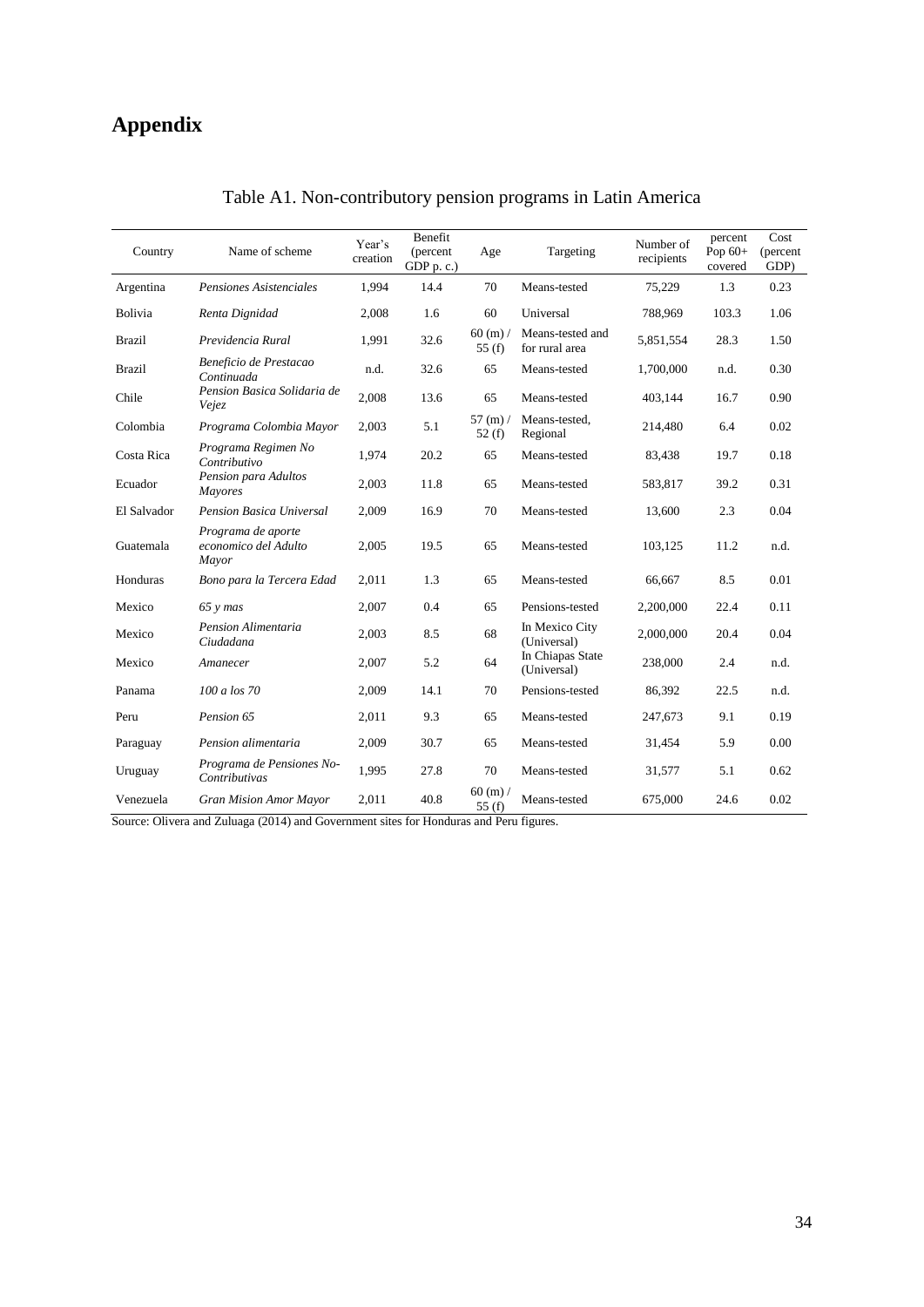# Appendix

Table A1. Non-contributory pension programs in Latin America

| Country | Name of scheme | Year's creation | Benefit (percent GDP p. c.) | Age | Targeting | Number of recipients | percent Pop 60+ covered | Cost (percent GDP) |
|---|---|---|---|---|---|---|---|---|
| Argentina | *Pensiones Asistenciales* | 1,994 | 14.4 | 70 | Means-tested | 75,229 | 1.3 | 0.23 |
| Bolivia | *Renta Dignidad* | 2,008 | 1.6 | 60 | Universal | 788,969 | 103.3 | 1.06 |
| Brazil | *Previdencia Rural* | 1,991 | 32.6 | 60 (m) / 55 (f) | Means-tested and for rural area | 5,851,554 | 28.3 | 1.50 |
| Brazil | *Beneficio de Prestacao Continuada* | n.d. | 32.6 | 65 | Means-tested | 1,700,000 | n.d. | 0.30 |
| Chile | *Pension Basica Solidaria de Vejez* | 2,008 | 13.6 | 65 | Means-tested | 403,144 | 16.7 | 0.90 |
| Colombia | *Programa Colombia Mayor* | 2,003 | 5.1 | 57 (m) / 52 (f) | Means-tested, Regional | 214,480 | 6.4 | 0.02 |
| Costa Rica | *Programa Regimen No Contributivo* | 1,974 | 20.2 | 65 | Means-tested | 83,438 | 19.7 | 0.18 |
| Ecuador | *Pension para Adultos Mayores* | 2,003 | 11.8 | 65 | Means-tested | 583,817 | 39.2 | 0.31 |
| El Salvador | *Pension Basica Universal* | 2,009 | 16.9 | 70 | Means-tested | 13,600 | 2.3 | 0.04 |
| Guatemala | *Programa de aporte economico del Adulto Mayor* | 2,005 | 19.5 | 65 | Means-tested | 103,125 | 11.2 | n.d. |
| Honduras | *Bono para la Tercera Edad* | 2,011 | 1.3 | 65 | Means-tested | 66,667 | 8.5 | 0.01 |
| Mexico | *65 y mas* | 2,007 | 0.4 | 65 | Pensions-tested | 2,200,000 | 22.4 | 0.11 |
| Mexico | *Pension Alimentaria Ciudadana* | 2,003 | 8.5 | 68 | In Mexico City (Universal) | 2,000,000 | 20.4 | 0.04 |
| Mexico | *Amanecer* | 2,007 | 5.2 | 64 | In Chiapas State (Universal) | 238,000 | 2.4 | n.d. |
| Panama | *100 a los 70* | 2,009 | 14.1 | 70 | Pensions-tested | 86,392 | 22.5 | n.d. |
| Peru | *Pension 65* | 2,011 | 9.3 | 65 | Means-tested | 247,673 | 9.1 | 0.19 |
| Paraguay | *Pension alimentaria* | 2,009 | 30.7 | 65 | Means-tested | 31,454 | 5.9 | 0.00 |
| Uruguay | *Programa de Pensiones No-Contributivas* | 1,995 | 27.8 | 70 | Means-tested | 31,577 | 5.1 | 0.62 |
| Venezuela | *Gran Mision Amor Mayor* | 2,011 | 40.8 | 60 (m) / 55 (f) | Means-tested | 675,000 | 24.6 | 0.02 |

Source: Olivera and Zuluaga (2014) and Government sites for Honduras and Peru figures.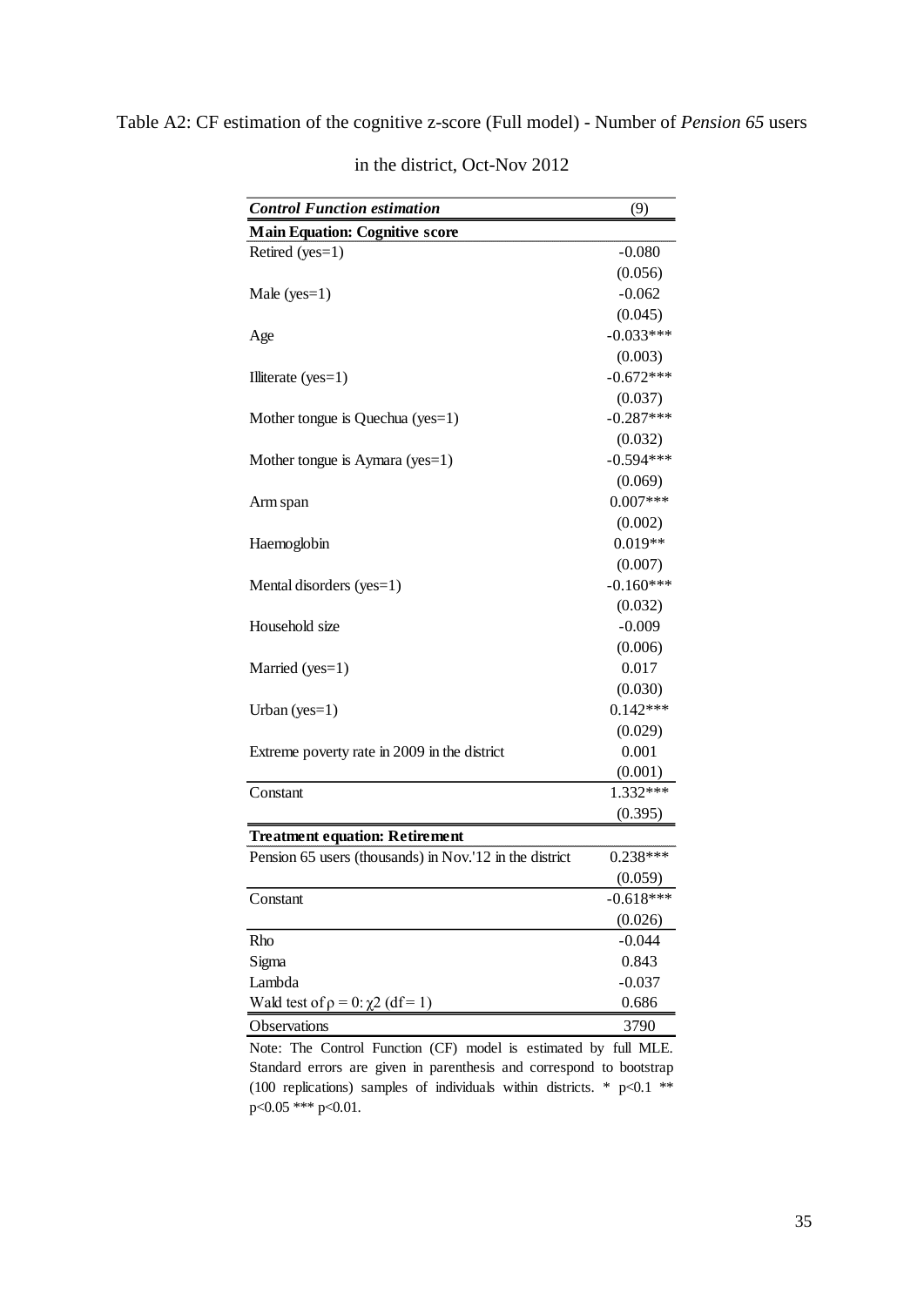Table A2: CF estimation of the cognitive z-score (Full model) - Number of *Pension 65* users in the district, Oct-Nov 2012

| ***Control Function estimation*** | (9) |
|---|---|
| **Main Equation: Cognitive score** | |
| Retired (yes=1) | -0.080 |
| | (0.056) |
| Male (yes=1) | -0.062 |
| | (0.045) |
| Age | -0.033*** |
| | (0.003) |
| Illiterate (yes=1) | -0.672*** |
| | (0.037) |
| Mother tongue is Quechua (yes=1) | -0.287*** |
| | (0.032) |
| Mother tongue is Aymara (yes=1) | -0.594*** |
| | (0.069) |
| Arm span | 0.007*** |
| | (0.002) |
| Haemoglobin | 0.019** |
| | (0.007) |
| Mental disorders (yes=1) | -0.160*** |
| | (0.032) |
| Household size | -0.009 |
| | (0.006) |
| Married (yes=1) | 0.017 |
| | (0.030) |
| Urban (yes=1) | 0.142*** |
| | (0.029) |
| Extreme poverty rate in 2009 in the district | 0.001 |
| | (0.001) |
| Constant | 1.332*** |
| | (0.395) |
| **Treatment equation: Retirement** | |
| Pension 65 users (thousands) in Nov.'12 in the district | 0.238*** |
| | (0.059) |
| Constant | -0.618*** |
| | (0.026) |
| Rho | -0.044 |
| Sigma | 0.843 |
| Lambda | -0.037 |
| Wald test of $\rho = 0$: $\chi 2$ (df = 1) | 0.686 |
| Observations | 3790 |

Note: The Control Function (CF) model is estimated by full MLE. Standard errors are given in parenthesis and correspond to bootstrap (100 replications) samples of individuals within districts. * p<0.1 ** p<0.05 *** p<0.01.